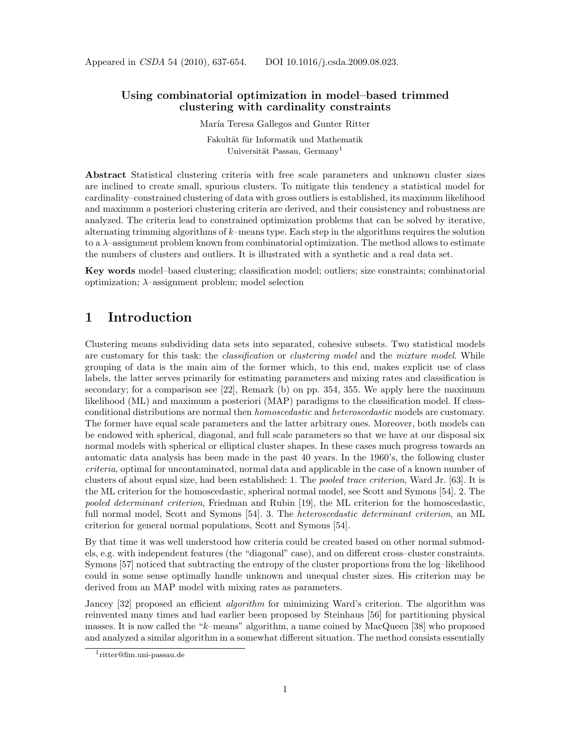Appeared in *CSDA* 54 (2010), 637-654.  DOI 10.1016/j.csda.2009.08.023.

# Using combinatorial optimization in model–based trimmed clustering with cardinality constraints

María Teresa Gallegos and Gunter Ritter

Fakultät für Informatik und Mathematik
Universität Passau, Germany[1]

**Abstract** Statistical clustering criteria with free scale parameters and unknown cluster sizes are inclined to create small, spurious clusters. To mitigate this tendency a statistical model for cardinality–constrained clustering of data with gross outliers is established, its maximum likelihood and maximum a posteriori clustering criteria are derived, and their consistency and robustness are analyzed. The criteria lead to constrained optimization problems that can be solved by iterative, alternating trimming algorithms of $k$–means type. Each step in the algorithms requires the solution to a $\lambda$–assignment problem known from combinatorial optimization. The method allows to estimate the numbers of clusters and outliers. It is illustrated with a synthetic and a real data set.

**Key words** model–based clustering; classification model; outliers; size constraints; combinatorial optimization; $\lambda$–assignment problem; model selection

## 1 Introduction

Clustering means subdividing data sets into separated, cohesive subsets. Two statistical models are customary for this task: the *classification* or *clustering model* and the *mixture model*. While grouping of data is the main aim of the former which, to this end, makes explicit use of class labels, the latter serves primarily for estimating parameters and mixing rates and classification is secondary; for a comparison see [22], Remark (b) on pp. 354, 355. We apply here the maximum likelihood (ML) and maximum a posteriori (MAP) paradigms to the classification model. If class-conditional distributions are normal then *homoscedastic* and *heteroscedastic* models are customary. The former have equal scale parameters and the latter arbitrary ones. Moreover, both models can be endowed with spherical, diagonal, and full scale parameters so that we have at our disposal six normal models with spherical or elliptical cluster shapes. In these cases much progress towards an automatic data analysis has been made in the past 40 years. In the 1960's, the following cluster *criteria*, optimal for uncontaminated, normal data and applicable in the case of a known number of clusters of about equal size, had been established: 1. The *pooled trace criterion*, Ward Jr. [63]. It is the ML criterion for the homoscedastic, spherical normal model, see Scott and Symons [54]. 2. The *pooled determinant criterion*, Friedman and Rubin [19], the ML criterion for the homoscedastic, full normal model, Scott and Symons [54]. 3. The *heteroscedastic determinant criterion*, an ML criterion for general normal populations, Scott and Symons [54].

By that time it was well understood how criteria could be created based on other normal submodels, e.g. with independent features (the "diagonal" case), and on different cross–cluster constraints. Symons [57] noticed that subtracting the entropy of the cluster proportions from the log–likelihood could in some sense optimally handle unknown and unequal cluster sizes. His criterion may be derived from an MAP model with mixing rates as parameters.

Jancey [32] proposed an efficient *algorithm* for minimizing Ward's criterion. The algorithm was reinvented many times and had earlier been proposed by Steinhaus [56] for partitioning physical masses. It is now called the "$k$–means" algorithm, a name coined by MacQueen [38] who proposed and analyzed a similar algorithm in a somewhat different situation. The method consists essentially

[1] ritter@fim.uni-passau.de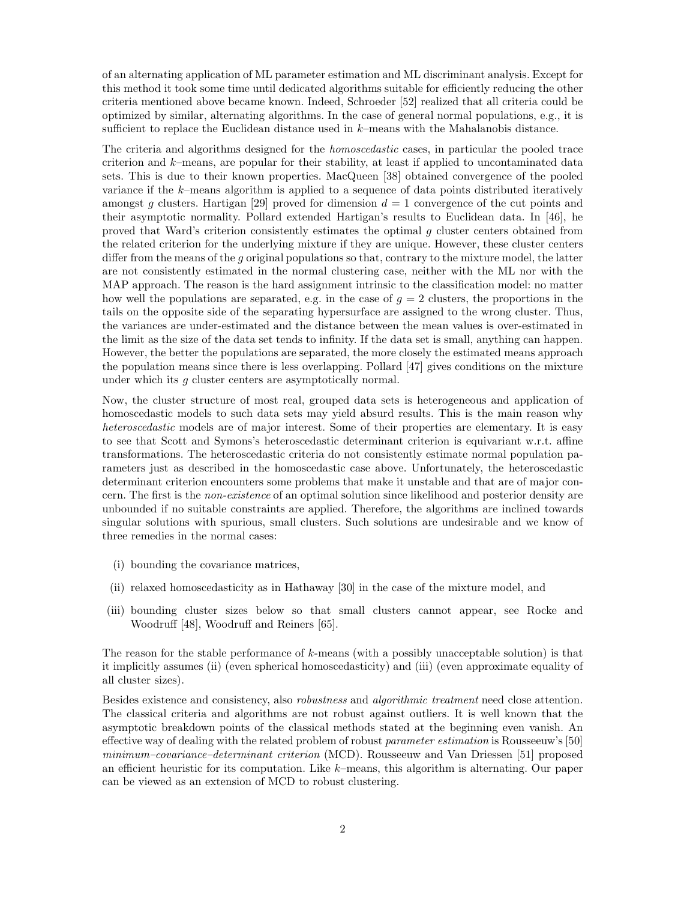of an alternating application of ML parameter estimation and ML discriminant analysis. Except for this method it took some time until dedicated algorithms suitable for efficiently reducing the other criteria mentioned above became known. Indeed, Schroeder [52] realized that all criteria could be optimized by similar, alternating algorithms. In the case of general normal populations, e.g., it is sufficient to replace the Euclidean distance used in $k$–means with the Mahalanobis distance.

The criteria and algorithms designed for the *homoscedastic* cases, in particular the pooled trace criterion and $k$–means, are popular for their stability, at least if applied to uncontaminated data sets. This is due to their known properties. MacQueen [38] obtained convergence of the pooled variance if the $k$–means algorithm is applied to a sequence of data points distributed iteratively amongst $g$ clusters. Hartigan [29] proved for dimension $d = 1$ convergence of the cut points and their asymptotic normality. Pollard extended Hartigan's results to Euclidean data. In [46], he proved that Ward's criterion consistently estimates the optimal $g$ cluster centers obtained from the related criterion for the underlying mixture if they are unique. However, these cluster centers differ from the means of the $g$ original populations so that, contrary to the mixture model, the latter are not consistently estimated in the normal clustering case, neither with the ML nor with the MAP approach. The reason is the hard assignment intrinsic to the classification model: no matter how well the populations are separated, e.g. in the case of $g = 2$ clusters, the proportions in the tails on the opposite side of the separating hypersurface are assigned to the wrong cluster. Thus, the variances are under-estimated and the distance between the mean values is over-estimated in the limit as the size of the data set tends to infinity. If the data set is small, anything can happen. However, the better the populations are separated, the more closely the estimated means approach the population means since there is less overlapping. Pollard [47] gives conditions on the mixture under which its $g$ cluster centers are asymptotically normal.

Now, the cluster structure of most real, grouped data sets is heterogeneous and application of homoscedastic models to such data sets may yield absurd results. This is the main reason why *heteroscedastic* models are of major interest. Some of their properties are elementary. It is easy to see that Scott and Symons's heteroscedastic determinant criterion is equivariant w.r.t. affine transformations. The heteroscedastic criteria do not consistently estimate normal population parameters just as described in the homoscedastic case above. Unfortunately, the heteroscedastic determinant criterion encounters some problems that make it unstable and that are of major concern. The first is the *non-existence* of an optimal solution since likelihood and posterior density are unbounded if no suitable constraints are applied. Therefore, the algorithms are inclined towards singular solutions with spurious, small clusters. Such solutions are undesirable and we know of three remedies in the normal cases:

(i) bounding the covariance matrices,

(ii) relaxed homoscedasticity as in Hathaway [30] in the case of the mixture model, and

(iii) bounding cluster sizes below so that small clusters cannot appear, see Rocke and Woodruff [48], Woodruff and Reiners [65].

The reason for the stable performance of $k$-means (with a possibly unacceptable solution) is that it implicitly assumes (ii) (even spherical homoscedasticity) and (iii) (even approximate equality of all cluster sizes).

Besides existence and consistency, also *robustness* and *algorithmic treatment* need close attention. The classical criteria and algorithms are not robust against outliers. It is well known that the asymptotic breakdown points of the classical methods stated at the beginning even vanish. An effective way of dealing with the related problem of robust *parameter estimation* is Rousseeuw's [50] *minimum–covariance–determinant criterion* (MCD). Rousseeuw and Van Driessen [51] proposed an efficient heuristic for its computation. Like $k$–means, this algorithm is alternating. Our paper can be viewed as an extension of MCD to robust clustering.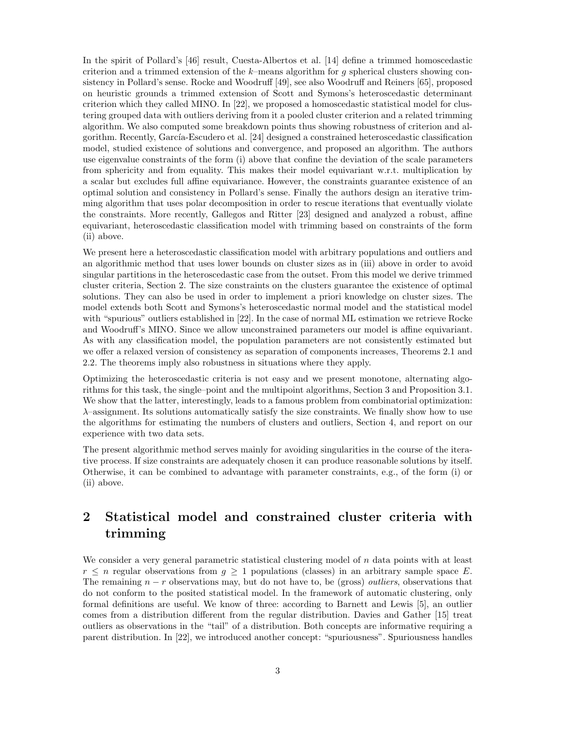In the spirit of Pollard's [46] result, Cuesta-Albertos et al. [14] define a trimmed homoscedastic criterion and a trimmed extension of the $k$–means algorithm for $g$ spherical clusters showing consistency in Pollard's sense. Rocke and Woodruff [49], see also Woodruff and Reiners [65], proposed on heuristic grounds a trimmed extension of Scott and Symons's heteroscedastic determinant criterion which they called MINO. In [22], we proposed a homoscedastic statistical model for clustering grouped data with outliers deriving from it a pooled cluster criterion and a related trimming algorithm. We also computed some breakdown points thus showing robustness of criterion and algorithm. Recently, García-Escudero et al. [24] designed a constrained heteroscedastic classification model, studied existence of solutions and convergence, and proposed an algorithm. The authors use eigenvalue constraints of the form (i) above that confine the deviation of the scale parameters from sphericity and from equality. This makes their model equivariant w.r.t. multiplication by a scalar but excludes full affine equivariance. However, the constraints guarantee existence of an optimal solution and consistency in Pollard's sense. Finally the authors design an iterative trimming algorithm that uses polar decomposition in order to rescue iterations that eventually violate the constraints. More recently, Gallegos and Ritter [23] designed and analyzed a robust, affine equivariant, heteroscedastic classification model with trimming based on constraints of the form (ii) above.

We present here a heteroscedastic classification model with arbitrary populations and outliers and an algorithmic method that uses lower bounds on cluster sizes as in (iii) above in order to avoid singular partitions in the heteroscedastic case from the outset. From this model we derive trimmed cluster criteria, Section 2. The size constraints on the clusters guarantee the existence of optimal solutions. They can also be used in order to implement a priori knowledge on cluster sizes. The model extends both Scott and Symons's heteroscedastic normal model and the statistical model with "spurious" outliers established in [22]. In the case of normal ML estimation we retrieve Rocke and Woodruff's MINO. Since we allow unconstrained parameters our model is affine equivariant. As with any classification model, the population parameters are not consistently estimated but we offer a relaxed version of consistency as separation of components increases, Theorems 2.1 and 2.2. The theorems imply also robustness in situations where they apply.

Optimizing the heteroscedastic criteria is not easy and we present monotone, alternating algorithms for this task, the single–point and the multipoint algorithms, Section 3 and Proposition 3.1. We show that the latter, interestingly, leads to a famous problem from combinatorial optimization: $\lambda$–assignment. Its solutions automatically satisfy the size constraints. We finally show how to use the algorithms for estimating the numbers of clusters and outliers, Section 4, and report on our experience with two data sets.

The present algorithmic method serves mainly for avoiding singularities in the course of the iterative process. If size constraints are adequately chosen it can produce reasonable solutions by itself. Otherwise, it can be combined to advantage with parameter constraints, e.g., of the form (i) or (ii) above.

## 2 Statistical model and constrained cluster criteria with trimming

We consider a very general parametric statistical clustering model of $n$ data points with at least $r \leq n$ regular observations from $g \geq 1$ populations (classes) in an arbitrary sample space $E$. The remaining $n - r$ observations may, but do not have to, be (gross) *outliers*, observations that do not conform to the posited statistical model. In the framework of automatic clustering, only formal definitions are useful. We know of three: according to Barnett and Lewis [5], an outlier comes from a distribution different from the regular distribution. Davies and Gather [15] treat outliers as observations in the "tail" of a distribution. Both concepts are informative requiring a parent distribution. In [22], we introduced another concept: "spuriousness". Spuriousness handles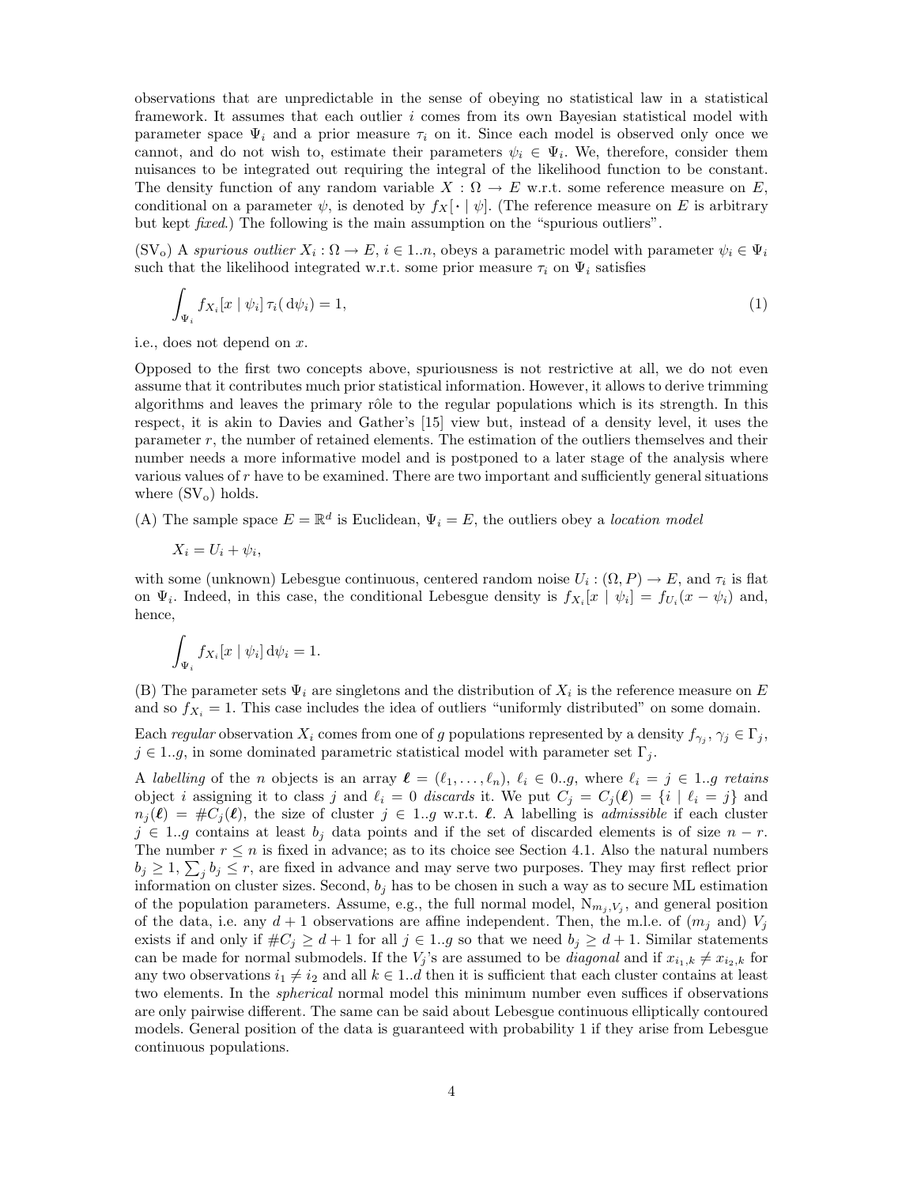observations that are unpredictable in the sense of obeying no statistical law in a statistical framework. It assumes that each outlier $i$ comes from its own Bayesian statistical model with parameter space $\Psi_i$ and a prior measure $\tau_i$ on it. Since each model is observed only once we cannot, and do not wish to, estimate their parameters $\psi_i \in \Psi_i$. We, therefore, consider them nuisances to be integrated out requiring the integral of the likelihood function to be constant. The density function of any random variable $X : \Omega \to E$ w.r.t. some reference measure on $E$, conditional on a parameter $\psi$, is denoted by $f_X[\,\boldsymbol{\cdot} \mid \psi]$. (The reference measure on $E$ is arbitrary but kept *fixed*.) The following is the main assumption on the "spurious outliers".

($\mathrm{SV_o}$) A *spurious outlier* $X_i : \Omega \to E$, $i \in 1..n$, obeys a parametric model with parameter $\psi_i \in \Psi_i$ such that the likelihood integrated w.r.t. some prior measure $\tau_i$ on $\Psi_i$ satisfies

$$\int_{\Psi_i} f_{X_i}[x \mid \psi_i]\, \tau_i(\,\mathrm{d}\psi_i) = 1, \tag{1}$$

i.e., does not depend on $x$.

Opposed to the first two concepts above, spuriousness is not restrictive at all, we do not even assume that it contributes much prior statistical information. However, it allows to derive trimming algorithms and leaves the primary rôle to the regular populations which is its strength. In this respect, it is akin to Davies and Gather's [15] view but, instead of a density level, it uses the parameter $r$, the number of retained elements. The estimation of the outliers themselves and their number needs a more informative model and is postponed to a later stage of the analysis where various values of $r$ have to be examined. There are two important and sufficiently general situations where ($\mathrm{SV_o}$) holds.

(A) The sample space $E = \mathbb{R}^d$ is Euclidean, $\Psi_i = E$, the outliers obey a *location model*

$$X_i = U_i + \psi_i,$$

with some (unknown) Lebesgue continuous, centered random noise $U_i : (\Omega, P) \to E$, and $\tau_i$ is flat on $\Psi_i$. Indeed, in this case, the conditional Lebesgue density is $f_{X_i}[x \mid \psi_i] = f_{U_i}(x - \psi_i)$ and, hence,

$$\int_{\Psi_i} f_{X_i}[x \mid \psi_i]\, \mathrm{d}\psi_i = 1.$$

(B) The parameter sets $\Psi_i$ are singletons and the distribution of $X_i$ is the reference measure on $E$ and so $f_{X_i} = 1$. This case includes the idea of outliers "uniformly distributed" on some domain.

Each *regular* observation $X_i$ comes from one of $g$ populations represented by a density $f_{\gamma_j}$, $\gamma_j \in \Gamma_j$, $j \in 1..g$, in some dominated parametric statistical model with parameter set $\Gamma_j$.

A *labelling* of the $n$ objects is an array $\boldsymbol{\ell} = (\ell_1, \ldots, \ell_n)$, $\ell_i \in 0..g$, where $\ell_i = j \in 1..g$ *retains* object $i$ assigning it to class $j$ and $\ell_i = 0$ *discards* it. We put $C_j = C_j(\boldsymbol{\ell}) = \{i \mid \ell_i = j\}$ and $n_j(\boldsymbol{\ell}) = \#C_j(\boldsymbol{\ell})$, the size of cluster $j \in 1..g$ w.r.t. $\boldsymbol{\ell}$. A labelling is *admissible* if each cluster $j \in 1..g$ contains at least $b_j$ data points and if the set of discarded elements is of size $n - r$. The number $r \le n$ is fixed in advance; as to its choice see Section 4.1. Also the natural numbers $b_j \ge 1$, $\sum_j b_j \le r$, are fixed in advance and may serve two purposes. They may first reflect prior information on cluster sizes. Second, $b_j$ has to be chosen in such a way as to secure ML estimation of the population parameters. Assume, e.g., the full normal model, $\mathrm{N}_{m_j,V_j}$, and general position of the data, i.e. any $d+1$ observations are affine independent. Then, the m.l.e. of ($m_j$ and) $V_j$ exists if and only if $\#C_j \ge d+1$ for all $j \in 1..g$ so that we need $b_j \ge d+1$. Similar statements can be made for normal submodels. If the $V_j$'s are assumed to be *diagonal* and if $x_{i_1,k} \ne x_{i_2,k}$ for any two observations $i_1 \ne i_2$ and all $k \in 1..d$ then it is sufficient that each cluster contains at least two elements. In the *spherical* normal model this minimum number even suffices if observations are only pairwise different. The same can be said about Lebesgue continuous elliptically contoured models. General position of the data is guaranteed with probability 1 if they arise from Lebesgue continuous populations.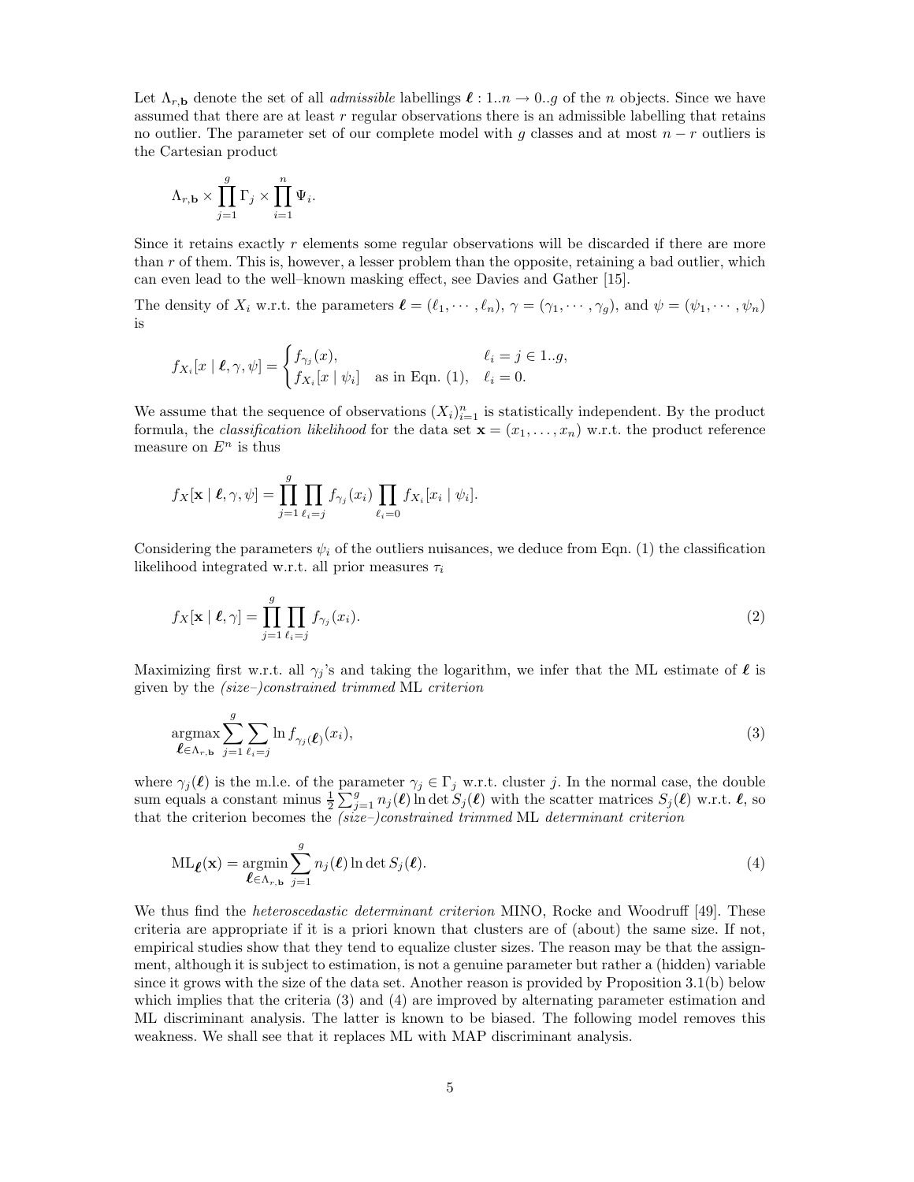Let $\Lambda_{r,\mathbf{b}}$ denote the set of all *admissible* labellings $\boldsymbol{\ell} : 1..n \to 0..g$ of the $n$ objects. Since we have assumed that there are at least $r$ regular observations there is an admissible labelling that retains no outlier. The parameter set of our complete model with $g$ classes and at most $n-r$ outliers is the Cartesian product

$$\Lambda_{r,\mathbf{b}} \times \prod_{j=1}^{g} \Gamma_j \times \prod_{i=1}^{n} \Psi_i.$$

Since it retains exactly $r$ elements some regular observations will be discarded if there are more than $r$ of them. This is, however, a lesser problem than the opposite, retaining a bad outlier, which can even lead to the well–known masking effect, see Davies and Gather [15].

The density of $X_i$ w.r.t. the parameters $\boldsymbol{\ell} = (\ell_1, \cdots, \ell_n)$, $\gamma = (\gamma_1, \cdots, \gamma_g)$, and $\psi = (\psi_1, \cdots, \psi_n)$ is

$$f_{X_i}[x \mid \boldsymbol{\ell}, \gamma, \psi] = \begin{cases} f_{\gamma_j}(x), & \ell_i = j \in 1..g, \\ f_{X_i}[x \mid \psi_i] \quad \text{as in Eqn. (1)}, & \ell_i = 0. \end{cases}$$

We assume that the sequence of observations $(X_i)_{i=1}^n$ is statistically independent. By the product formula, the *classification likelihood* for the data set $\mathbf{x} = (x_1, \ldots, x_n)$ w.r.t. the product reference measure on $E^n$ is thus

$$f_X[\mathbf{x} \mid \boldsymbol{\ell}, \gamma, \psi] = \prod_{j=1}^{g} \prod_{\ell_i = j} f_{\gamma_j}(x_i) \prod_{\ell_i = 0} f_{X_i}[x_i \mid \psi_i].$$

Considering the parameters $\psi_i$ of the outliers nuisances, we deduce from Eqn. (1) the classification likelihood integrated w.r.t. all prior measures $\tau_i$

$$f_X[\mathbf{x} \mid \boldsymbol{\ell}, \gamma] = \prod_{j=1}^{g} \prod_{\ell_i = j} f_{\gamma_j}(x_i). \tag{2}$$

Maximizing first w.r.t. all $\gamma_j$'s and taking the logarithm, we infer that the ML estimate of $\boldsymbol{\ell}$ is given by the *(size–)constrained trimmed* ML *criterion*

$$\underset{\boldsymbol{\ell} \in \Lambda_{r,\mathbf{b}}}{\operatorname{argmax}} \sum_{j=1}^{g} \sum_{\ell_i = j} \ln f_{\gamma_j(\boldsymbol{\ell})}(x_i), \tag{3}$$

where $\gamma_j(\boldsymbol{\ell})$ is the m.l.e. of the parameter $\gamma_j \in \Gamma_j$ w.r.t. cluster $j$. In the normal case, the double sum equals a constant minus $\frac{1}{2} \sum_{j=1}^{g} n_j(\boldsymbol{\ell}) \ln \det S_j(\boldsymbol{\ell})$ with the scatter matrices $S_j(\boldsymbol{\ell})$ w.r.t. $\boldsymbol{\ell}$, so that the criterion becomes the *(size–)constrained trimmed* ML *determinant criterion*

$$\mathrm{ML}_{\boldsymbol{\ell}}(\mathbf{x}) = \underset{\boldsymbol{\ell} \in \Lambda_{r,\mathbf{b}}}{\operatorname{argmin}} \sum_{j=1}^{g} n_j(\boldsymbol{\ell}) \ln \det S_j(\boldsymbol{\ell}). \tag{4}$$

We thus find the *heteroscedastic determinant criterion* MINO, Rocke and Woodruff [49]. These criteria are appropriate if it is a priori known that clusters are of (about) the same size. If not, empirical studies show that they tend to equalize cluster sizes. The reason may be that the assignment, although it is subject to estimation, is not a genuine parameter but rather a (hidden) variable since it grows with the size of the data set. Another reason is provided by Proposition 3.1(b) below which implies that the criteria (3) and (4) are improved by alternating parameter estimation and ML discriminant analysis. The latter is known to be biased. The following model removes this weakness. We shall see that it replaces ML with MAP discriminant analysis.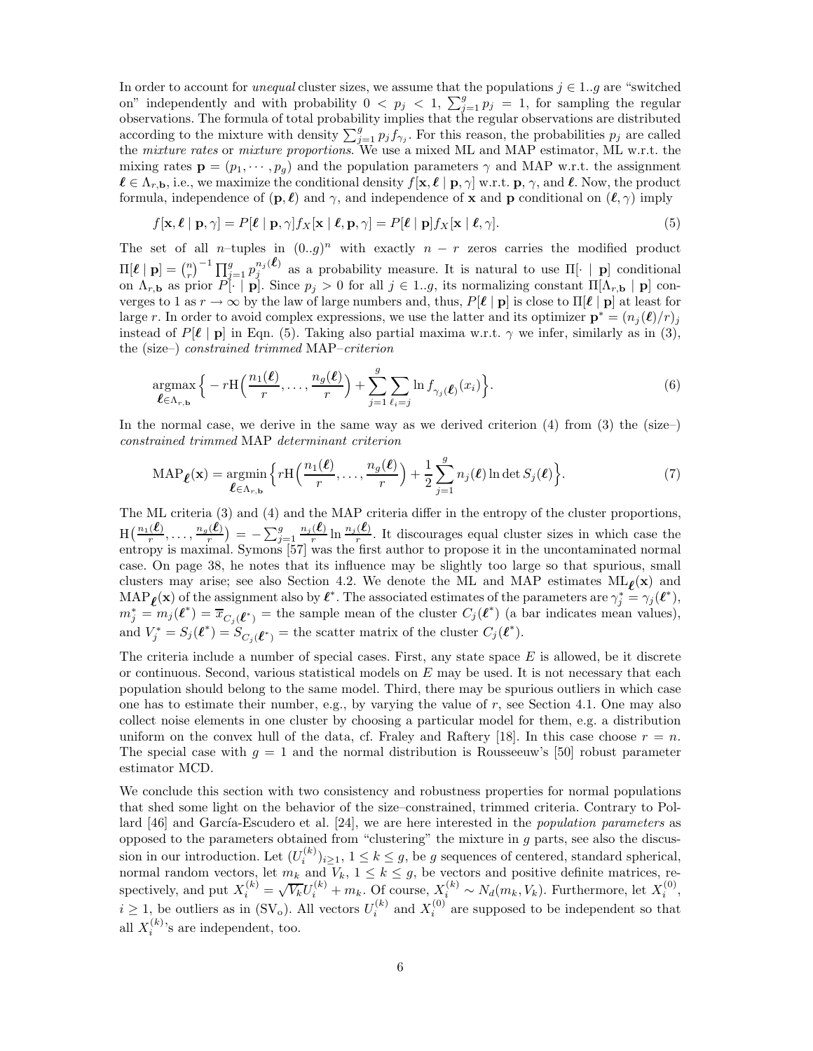In order to account for *unequal* cluster sizes, we assume that the populations $j \in 1..g$ are "switched on" independently and with probability $0 < p_j < 1$, $\sum_{j=1}^g p_j = 1$, for sampling the regular observations. The formula of total probability implies that the regular observations are distributed according to the mixture with density $\sum_{j=1}^g p_j f_{\gamma_j}$. For this reason, the probabilities $p_j$ are called the *mixture rates* or *mixture proportions*. We use a mixed ML and MAP estimator, ML w.r.t. the mixing rates $\mathbf{p} = (p_1, \cdots, p_g)$ and the population parameters $\gamma$ and MAP w.r.t. the assignment $\boldsymbol{\ell} \in \Lambda_{r,\mathbf{b}}$, i.e., we maximize the conditional density $f[\mathbf{x}, \boldsymbol{\ell} \mid \mathbf{p}, \gamma]$ w.r.t. $\mathbf{p}$, $\gamma$, and $\boldsymbol{\ell}$. Now, the product formula, independence of $(\mathbf{p}, \boldsymbol{\ell})$ and $\gamma$, and independence of $\mathbf{x}$ and $\mathbf{p}$ conditional on $(\boldsymbol{\ell}, \gamma)$ imply

$$f[\mathbf{x}, \boldsymbol{\ell} \mid \mathbf{p}, \gamma] = P[\boldsymbol{\ell} \mid \mathbf{p}, \gamma] f_X[\mathbf{x} \mid \boldsymbol{\ell}, \mathbf{p}, \gamma] = P[\boldsymbol{\ell} \mid \mathbf{p}] f_X[\mathbf{x} \mid \boldsymbol{\ell}, \gamma]. \tag{5}$$

The set of all $n$–tuples in $(0..g)^n$ with exactly $n - r$ zeros carries the modified product $\Pi[\boldsymbol{\ell} \mid \mathbf{p}] = \binom{n}{r}^{-1} \prod_{j=1}^g p_j^{n_j(\boldsymbol{\ell})}$ as a probability measure. It is natural to use $\Pi[\cdot \mid \mathbf{p}]$ conditional on $\Lambda_{r,\mathbf{b}}$ as prior $P[\cdot \mid \mathbf{p}]$. Since $p_j > 0$ for all $j \in 1..g$, its normalizing constant $\Pi[\Lambda_{r,\mathbf{b}} \mid \mathbf{p}]$ converges to 1 as $r \to \infty$ by the law of large numbers and, thus, $P[\boldsymbol{\ell} \mid \mathbf{p}]$ is close to $\Pi[\boldsymbol{\ell} \mid \mathbf{p}]$ at least for large $r$. In order to avoid complex expressions, we use the latter and its optimizer $\mathbf{p}^* = (n_j(\boldsymbol{\ell})/r)_j$ instead of $P[\boldsymbol{\ell} \mid \mathbf{p}]$ in Eqn. (5). Taking also partial maxima w.r.t. $\gamma$ we infer, similarly as in (3), the (size–) *constrained trimmed* MAP–*criterion*

$$\underset{\boldsymbol{\ell} \in \Lambda_{r,\mathbf{b}}}{\operatorname{argmax}} \Big\{ -r \mathrm{H}\Big(\frac{n_1(\boldsymbol{\ell})}{r}, \ldots, \frac{n_g(\boldsymbol{\ell})}{r}\Big) + \sum_{j=1}^g \sum_{\ell_i = j} \ln f_{\gamma_j(\boldsymbol{\ell})}(x_i) \Big\}. \tag{6}$$

In the normal case, we derive in the same way as we derived criterion (4) from (3) the (size–) *constrained trimmed* MAP *determinant criterion*

$$\mathrm{MAP}_{\boldsymbol{\ell}}(\mathbf{x}) = \underset{\boldsymbol{\ell} \in \Lambda_{r,\mathbf{b}}}{\operatorname{argmin}} \Big\{ r \mathrm{H}\Big(\frac{n_1(\boldsymbol{\ell})}{r}, \ldots, \frac{n_g(\boldsymbol{\ell})}{r}\Big) + \frac{1}{2} \sum_{j=1}^g n_j(\boldsymbol{\ell}) \ln \det S_j(\boldsymbol{\ell}) \Big\}. \tag{7}$$

The ML criteria (3) and (4) and the MAP criteria differ in the entropy of the cluster proportions, $\mathrm{H}\big(\frac{n_1(\boldsymbol{\ell})}{r}, \ldots, \frac{n_g(\boldsymbol{\ell})}{r}\big) = -\sum_{j=1}^g \frac{n_j(\boldsymbol{\ell})}{r} \ln \frac{n_j(\boldsymbol{\ell})}{r}$. It discourages equal cluster sizes in which case the entropy is maximal. Symons [57] was the first author to propose it in the uncontaminated normal case. On page 38, he notes that its influence may be slightly too large so that spurious, small clusters may arise; see also Section 4.2. We denote the ML and MAP estimates $\mathrm{ML}_{\boldsymbol{\ell}}(\mathbf{x})$ and $\mathrm{MAP}_{\boldsymbol{\ell}}(\mathbf{x})$ of the assignment also by $\boldsymbol{\ell}^*$. The associated estimates of the parameters are $\gamma_j^* = \gamma_j(\boldsymbol{\ell}^*)$, $m_j^* = m_j(\boldsymbol{\ell}^*) = \overline{x}_{C_j(\boldsymbol{\ell}^*)}$ = the sample mean of the cluster $C_j(\boldsymbol{\ell}^*)$ (a bar indicates mean values), and $V_j^* = S_j(\boldsymbol{\ell}^*) = S_{C_j(\boldsymbol{\ell}^*)}$ = the scatter matrix of the cluster $C_j(\boldsymbol{\ell}^*)$.

The criteria include a number of special cases. First, any state space $E$ is allowed, be it discrete or continuous. Second, various statistical models on $E$ may be used. It is not necessary that each population should belong to the same model. Third, there may be spurious outliers in which case one has to estimate their number, e.g., by varying the value of $r$, see Section 4.1. One may also collect noise elements in one cluster by choosing a particular model for them, e.g. a distribution uniform on the convex hull of the data, cf. Fraley and Raftery [18]. In this case choose $r = n$. The special case with $g = 1$ and the normal distribution is Rousseeuw's [50] robust parameter estimator MCD.

We conclude this section with two consistency and robustness properties for normal populations that shed some light on the behavior of the size–constrained, trimmed criteria. Contrary to Pollard [46] and García-Escudero et al. [24], we are here interested in the *population parameters* as opposed to the parameters obtained from "clustering" the mixture in $g$ parts, see also the discussion in our introduction. Let $(U_i^{(k)})_{i \geq 1}$, $1 \leq k \leq g$, be $g$ sequences of centered, standard spherical, normal random vectors, let $m_k$ and $V_k$, $1 \leq k \leq g$, be vectors and positive definite matrices, respectively, and put $X_i^{(k)} = \sqrt{V_k} U_i^{(k)} + m_k$. Of course, $X_i^{(k)} \sim N_d(m_k, V_k)$. Furthermore, let $X_i^{(0)}$, $i \geq 1$, be outliers as in ($\mathrm{SV_o}$). All vectors $U_i^{(k)}$ and $X_i^{(0)}$ are supposed to be independent so that all $X_i^{(k)}$'s are independent, too.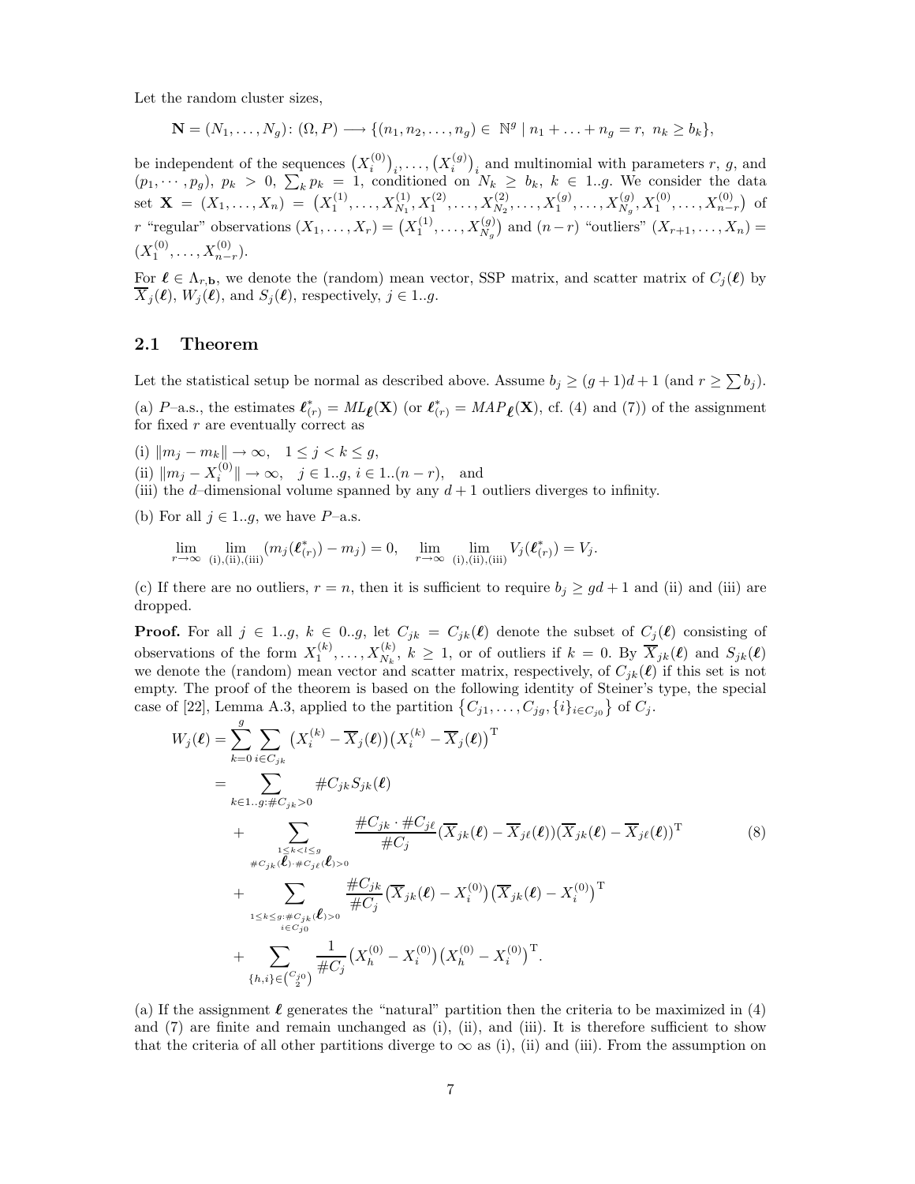Let the random cluster sizes,

$$\mathbf{N} = (N_1, \ldots, N_g)\colon (\Omega, P) \longrightarrow \{(n_1, n_2, \ldots, n_g) \in \mathbb{N}^g \mid n_1 + \ldots + n_g = r,\ n_k \geq b_k\},$$

be independent of the sequences $\big(X_i^{(0)}\big)_i, \ldots, \big(X_i^{(g)}\big)_i$ and multinomial with parameters $r$, $g$, and $(p_1, \cdots, p_g)$, $p_k > 0$, $\sum_k p_k = 1$, conditioned on $N_k \geq b_k$, $k \in 1..g$. We consider the data set $\mathbf{X} = (X_1, \ldots, X_n) = \big(X_1^{(1)}, \ldots, X_{N_1}^{(1)}, X_1^{(2)}, \ldots, X_{N_2}^{(2)}, \ldots, X_1^{(g)}, \ldots, X_{N_g}^{(g)}, X_1^{(0)}, \ldots, X_{n-r}^{(0)}\big)$ of $r$ "regular" observations $(X_1, \ldots, X_r) = \big(X_1^{(1)}, \ldots, X_{N_g}^{(g)}\big)$ and $(n-r)$ "outliers" $(X_{r+1}, \ldots, X_n) = (X_1^{(0)}, \ldots, X_{n-r}^{(0)})$.

For $\boldsymbol{\ell} \in \Lambda_{r,\mathbf{b}}$, we denote the (random) mean vector, SSP matrix, and scatter matrix of $C_j(\boldsymbol{\ell})$ by $\overline{X}_j(\boldsymbol{\ell})$, $W_j(\boldsymbol{\ell})$, and $S_j(\boldsymbol{\ell})$, respectively, $j \in 1..g$.

## 2.1 Theorem

Let the statistical setup be normal as described above. Assume $b_j \geq (g+1)d + 1$ (and $r \geq \sum b_j$).

(a) $P$–a.s., the estimates $\boldsymbol{\ell}^*_{(r)} = ML_{\boldsymbol{\ell}}(\mathbf{X})$ (or $\boldsymbol{\ell}^*_{(r)} = MAP_{\boldsymbol{\ell}}(\mathbf{X})$, cf. (4) and (7)) of the assignment for fixed $r$ are eventually correct as

(i) $\|m_j - m_k\| \to \infty$, $\quad 1 \leq j < k \leq g$,
(ii) $\|m_j - X_i^{(0)}\| \to \infty$, $\quad j \in 1..g$, $i \in 1..(n-r)$, $\quad$ and
(iii) the $d$–dimensional volume spanned by any $d+1$ outliers diverges to infinity.

(b) For all $j \in 1..g$, we have $P$–a.s.

$$\lim_{r\to\infty} \lim_{\text{(i),(ii),(iii)}} (m_j(\boldsymbol{\ell}^*_{(r)}) - m_j) = 0, \quad \lim_{r\to\infty} \lim_{\text{(i),(ii),(iii)}} V_j(\boldsymbol{\ell}^*_{(r)}) = V_j.$$

(c) If there are no outliers, $r = n$, then it is sufficient to require $b_j \geq gd + 1$ and (ii) and (iii) are dropped.

**Proof.** For all $j \in 1..g$, $k \in 0..g$, let $C_{jk} = C_{jk}(\boldsymbol{\ell})$ denote the subset of $C_j(\boldsymbol{\ell})$ consisting of observations of the form $X_1^{(k)}, \ldots, X_{N_k}^{(k)}$, $k \geq 1$, or of outliers if $k = 0$. By $\overline{X}_{jk}(\boldsymbol{\ell})$ and $S_{jk}(\boldsymbol{\ell})$ we denote the (random) mean vector and scatter matrix, respectively, of $C_{jk}(\boldsymbol{\ell})$ if this set is not empty. The proof of the theorem is based on the following identity of Steiner's type, the special case of [22], Lemma A.3, applied to the partition $\big\{C_{j1}, \ldots, C_{jg}, \{i\}_{i\in C_{j0}}\big\}$ of $C_j$.

$$\begin{aligned}
W_j(\boldsymbol{\ell}) &= \sum_{k=0}^{g} \sum_{i \in C_{jk}} \big(X_i^{(k)} - \overline{X}_j(\boldsymbol{\ell})\big)\big(X_i^{(k)} - \overline{X}_j(\boldsymbol{\ell})\big)^{\mathrm{T}} \\
&= \sum_{k \in 1..g:\#C_{jk}>0} \#C_{jk} S_{jk}(\boldsymbol{\ell}) \\
&\quad + \sum_{\substack{1\leq k<\ell\leq g \\ \#C_{jk}(\boldsymbol{\ell})\cdot\#C_{j\ell}(\boldsymbol{\ell})>0}} \frac{\#C_{jk}\cdot\#C_{j\ell}}{\#C_j} (\overline{X}_{jk}(\boldsymbol{\ell}) - \overline{X}_{j\ell}(\boldsymbol{\ell}))(\overline{X}_{jk}(\boldsymbol{\ell}) - \overline{X}_{j\ell}(\boldsymbol{\ell}))^{\mathrm{T}} \\
&\quad + \sum_{\substack{1\leq k\leq g:\#C_{jk}(\boldsymbol{\ell})>0 \\ i\in C_{j0}}} \frac{\#C_{jk}}{\#C_j} \big(\overline{X}_{jk}(\boldsymbol{\ell}) - X_i^{(0)}\big)\big(\overline{X}_{jk}(\boldsymbol{\ell}) - X_i^{(0)}\big)^{\mathrm{T}} \\
&\quad + \sum_{\{h,i\}\in\binom{C_{j0}}{2}} \frac{1}{\#C_j} \big(X_h^{(0)} - X_i^{(0)}\big)\big(X_h^{(0)} - X_i^{(0)}\big)^{\mathrm{T}}.
\end{aligned} \tag{8}$$

(a) If the assignment $\boldsymbol{\ell}$ generates the "natural" partition then the criteria to be maximized in (4) and (7) are finite and remain unchanged as (i), (ii), and (iii). It is therefore sufficient to show that the criteria of all other partitions diverge to $\infty$ as (i), (ii) and (iii). From the assumption on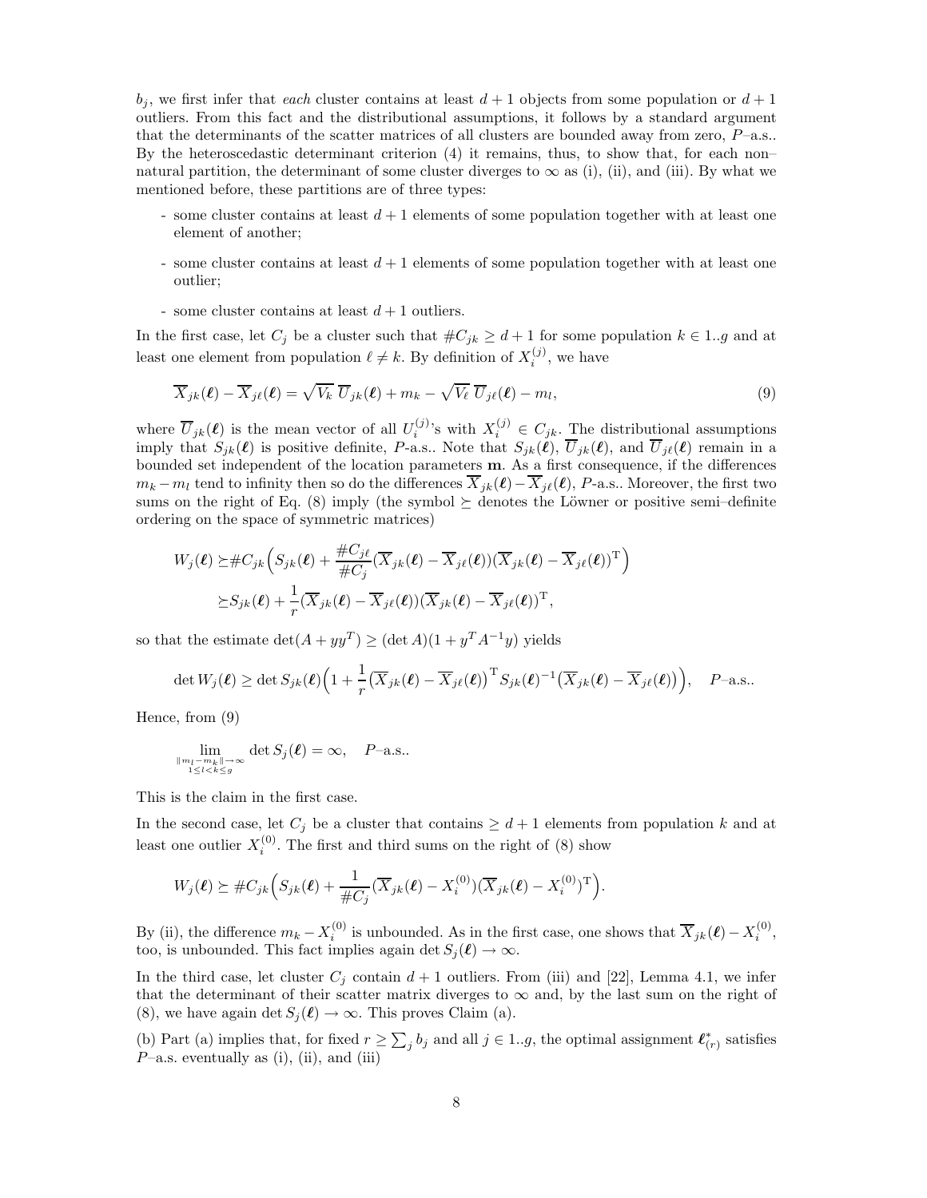$b_j$, we first infer that *each* cluster contains at least $d+1$ objects from some population or $d+1$ outliers. From this fact and the distributional assumptions, it follows by a standard argument that the determinants of the scatter matrices of all clusters are bounded away from zero, $P$–a.s.. By the heteroscedastic determinant criterion (4) it remains, thus, to show that, for each non–natural partition, the determinant of some cluster diverges to $\infty$ as (i), (ii), and (iii). By what we mentioned before, these partitions are of three types:

- some cluster contains at least $d+1$ elements of some population together with at least one element of another;
- some cluster contains at least $d+1$ elements of some population together with at least one outlier;
- some cluster contains at least $d+1$ outliers.

In the first case, let $C_j$ be a cluster such that $\#C_{jk} \geq d+1$ for some population $k \in 1..g$ and at least one element from population $\ell \neq k$. By definition of $X_i^{(j)}$, we have

$$\overline{X}_{jk}(\boldsymbol{\ell}) - \overline{X}_{j\ell}(\boldsymbol{\ell}) = \sqrt{V_k}\,\overline{U}_{jk}(\boldsymbol{\ell}) + m_k - \sqrt{V_\ell}\,\overline{U}_{j\ell}(\boldsymbol{\ell}) - m_l, \tag{9}$$

where $\overline{U}_{jk}(\boldsymbol{\ell})$ is the mean vector of all $U_i^{(j)}$'s with $X_i^{(j)} \in C_{jk}$. The distributional assumptions imply that $S_{jk}(\boldsymbol{\ell})$ is positive definite, $P$-a.s.. Note that $S_{jk}(\boldsymbol{\ell})$, $\overline{U}_{jk}(\boldsymbol{\ell})$, and $\overline{U}_{j\ell}(\boldsymbol{\ell})$ remain in a bounded set independent of the location parameters $\mathbf{m}$. As a first consequence, if the differences $m_k - m_l$ tend to infinity then so do the differences $\overline{X}_{jk}(\boldsymbol{\ell}) - \overline{X}_{j\ell}(\boldsymbol{\ell})$, $P$-a.s.. Moreover, the first two sums on the right of Eq. (8) imply (the symbol $\succeq$ denotes the Löwner or positive semi–definite ordering on the space of symmetric matrices)

$$\begin{aligned}
W_j(\boldsymbol{\ell}) \succeq & \#C_{jk}\Big(S_{jk}(\boldsymbol{\ell}) + \frac{\#C_{j\ell}}{\#C_j}(\overline{X}_{jk}(\boldsymbol{\ell}) - \overline{X}_{j\ell}(\boldsymbol{\ell}))(\overline{X}_{jk}(\boldsymbol{\ell}) - \overline{X}_{j\ell}(\boldsymbol{\ell}))^{\mathrm{T}}\Big) \\
\succeq & S_{jk}(\boldsymbol{\ell}) + \frac{1}{r}(\overline{X}_{jk}(\boldsymbol{\ell}) - \overline{X}_{j\ell}(\boldsymbol{\ell}))(\overline{X}_{jk}(\boldsymbol{\ell}) - \overline{X}_{j\ell}(\boldsymbol{\ell}))^{\mathrm{T}},
\end{aligned}$$

so that the estimate $\det(A + yy^T) \geq (\det A)(1 + y^T A^{-1} y)$ yields

$$\det W_j(\boldsymbol{\ell}) \geq \det S_{jk}(\boldsymbol{\ell})\Big(1 + \frac{1}{r}\big(\overline{X}_{jk}(\boldsymbol{\ell}) - \overline{X}_{j\ell}(\boldsymbol{\ell})\big)^{\mathrm{T}} S_{jk}(\boldsymbol{\ell})^{-1}\big(\overline{X}_{jk}(\boldsymbol{\ell}) - \overline{X}_{j\ell}(\boldsymbol{\ell})\big)\Big), \quad P\text{–a.s..}$$

Hence, from (9)

$$\lim_{\substack{\|m_l - m_k\| \to \infty \\ 1 \leq l < k \leq g}} \det S_j(\boldsymbol{\ell}) = \infty, \quad P\text{–a.s..}$$

This is the claim in the first case.

In the second case, let $C_j$ be a cluster that contains $\geq d+1$ elements from population $k$ and at least one outlier $X_i^{(0)}$. The first and third sums on the right of (8) show

$$W_j(\boldsymbol{\ell}) \succeq \#C_{jk}\Big(S_{jk}(\boldsymbol{\ell}) + \frac{1}{\#C_j}(\overline{X}_{jk}(\boldsymbol{\ell}) - X_i^{(0)})(\overline{X}_{jk}(\boldsymbol{\ell}) - X_i^{(0)})^{\mathrm{T}}\Big).$$

By (ii), the difference $m_k - X_i^{(0)}$ is unbounded. As in the first case, one shows that $\overline{X}_{jk}(\boldsymbol{\ell}) - X_i^{(0)}$, too, is unbounded. This fact implies again $\det S_j(\boldsymbol{\ell}) \to \infty$.

In the third case, let cluster $C_j$ contain $d+1$ outliers. From (iii) and [22], Lemma 4.1, we infer that the determinant of their scatter matrix diverges to $\infty$ and, by the last sum on the right of (8), we have again $\det S_j(\boldsymbol{\ell}) \to \infty$. This proves Claim (a).

(b) Part (a) implies that, for fixed $r \geq \sum_j b_j$ and all $j \in 1..g$, the optimal assignment $\boldsymbol{\ell}^*_{(r)}$ satisfies $P$–a.s. eventually as (i), (ii), and (iii)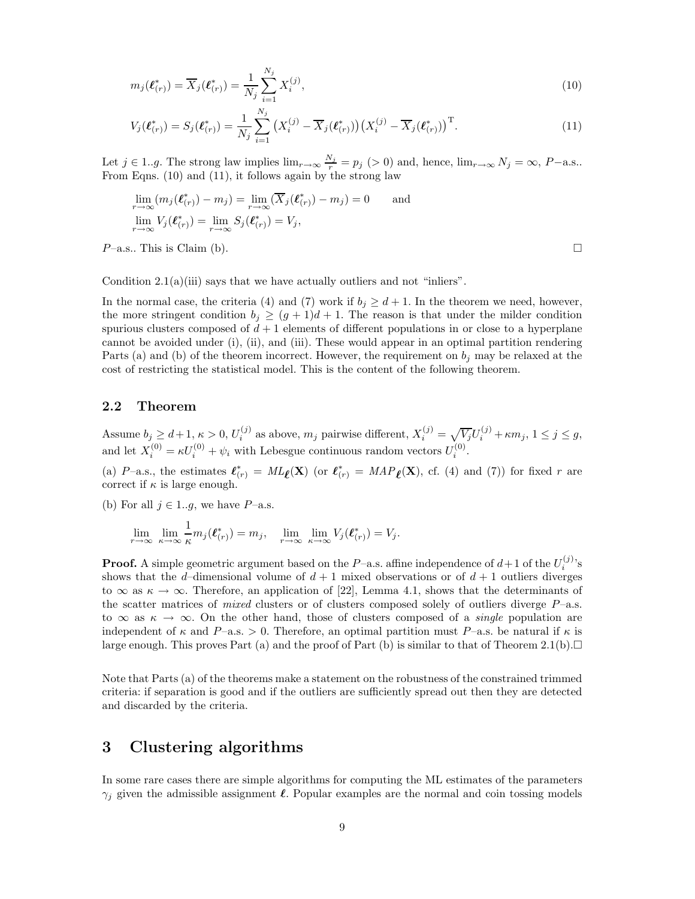$$m_j(\boldsymbol{\ell}^*_{(r)}) = \overline{X}_j(\boldsymbol{\ell}^*_{(r)}) = \frac{1}{N_j}\sum_{i=1}^{N_j} X_i^{(j)}, \tag{10}$$

$$V_j(\boldsymbol{\ell}^*_{(r)}) = S_j(\boldsymbol{\ell}^*_{(r)}) = \frac{1}{N_j}\sum_{i=1}^{N_j} \big(X_i^{(j)} - \overline{X}_j(\boldsymbol{\ell}^*_{(r)})\big)\big(X_i^{(j)} - \overline{X}_j(\boldsymbol{\ell}^*_{(r)})\big)^{\mathrm{T}}. \tag{11}$$

Let $j \in 1..g$. The strong law implies $\lim_{r\to\infty} \frac{N_j}{r} = p_j$ $(> 0)$ and, hence, $\lim_{r\to\infty} N_j = \infty$, $P$–a.s.. From Eqns. (10) and (11), it follows again by the strong law

$$\lim_{r\to\infty}(m_j(\boldsymbol{\ell}^*_{(r)}) - m_j) = \lim_{r\to\infty}(\overline{X}_j(\boldsymbol{\ell}^*_{(r)}) - m_j) = 0 \qquad \text{and}$$
$$\lim_{r\to\infty} V_j(\boldsymbol{\ell}^*_{(r)}) = \lim_{r\to\infty} S_j(\boldsymbol{\ell}^*_{(r)}) = V_j,$$

$P$–a.s.. This is Claim (b). □

Condition 2.1(a)(iii) says that we have actually outliers and not "inliers".

In the normal case, the criteria (4) and (7) work if $b_j \geq d+1$. In the theorem we need, however, the more stringent condition $b_j \geq (g+1)d+1$. The reason is that under the milder condition spurious clusters composed of $d+1$ elements of different populations in or close to a hyperplane cannot be avoided under (i), (ii), and (iii). These would appear in an optimal partition rendering Parts (a) and (b) of the theorem incorrect. However, the requirement on $b_j$ may be relaxed at the cost of restricting the statistical model. This is the content of the following theorem.

### 2.2 Theorem

Assume $b_j \geq d+1$, $\kappa > 0$, $U_i^{(j)}$ as above, $m_j$ pairwise different, $X_i^{(j)} = \sqrt{V_j}U_i^{(j)} + \kappa m_j$, $1 \leq j \leq g$, and let $X_i^{(0)} = \kappa U_i^{(0)} + \psi_i$ with Lebesgue continuous random vectors $U_i^{(0)}$.

(a) $P$–a.s., the estimates $\boldsymbol{\ell}^*_{(r)} = ML_{\boldsymbol{\ell}}(\mathbf{X})$ (or $\boldsymbol{\ell}^*_{(r)} = MAP_{\boldsymbol{\ell}}(\mathbf{X})$, cf. (4) and (7)) for fixed $r$ are correct if $\kappa$ is large enough.

(b) For all $j \in 1..g$, we have $P$–a.s.

$$\lim_{r\to\infty}\lim_{\kappa\to\infty}\frac{1}{\kappa}m_j(\boldsymbol{\ell}^*_{(r)}) = m_j, \quad \lim_{r\to\infty}\lim_{\kappa\to\infty} V_j(\boldsymbol{\ell}^*_{(r)}) = V_j.$$

**Proof.** A simple geometric argument based on the $P$–a.s. affine independence of $d+1$ of the $U_i^{(j)}$'s shows that the $d$–dimensional volume of $d+1$ mixed observations or of $d+1$ outliers diverges to $\infty$ as $\kappa \to \infty$. Therefore, an application of [22], Lemma 4.1, shows that the determinants of the scatter matrices of *mixed* clusters or of clusters composed solely of outliers diverge $P$–a.s. to $\infty$ as $\kappa \to \infty$. On the other hand, those of clusters composed of a *single* population are independent of $\kappa$ and $P$–a.s. $> 0$. Therefore, an optimal partition must $P$–a.s. be natural if $\kappa$ is large enough. This proves Part (a) and the proof of Part (b) is similar to that of Theorem 2.1(b). □

Note that Parts (a) of the theorems make a statement on the robustness of the constrained trimmed criteria: if separation is good and if the outliers are sufficiently spread out then they are detected and discarded by the criteria.

## 3 Clustering algorithms

In some rare cases there are simple algorithms for computing the ML estimates of the parameters $\gamma_j$ given the admissible assignment $\boldsymbol{\ell}$. Popular examples are the normal and coin tossing models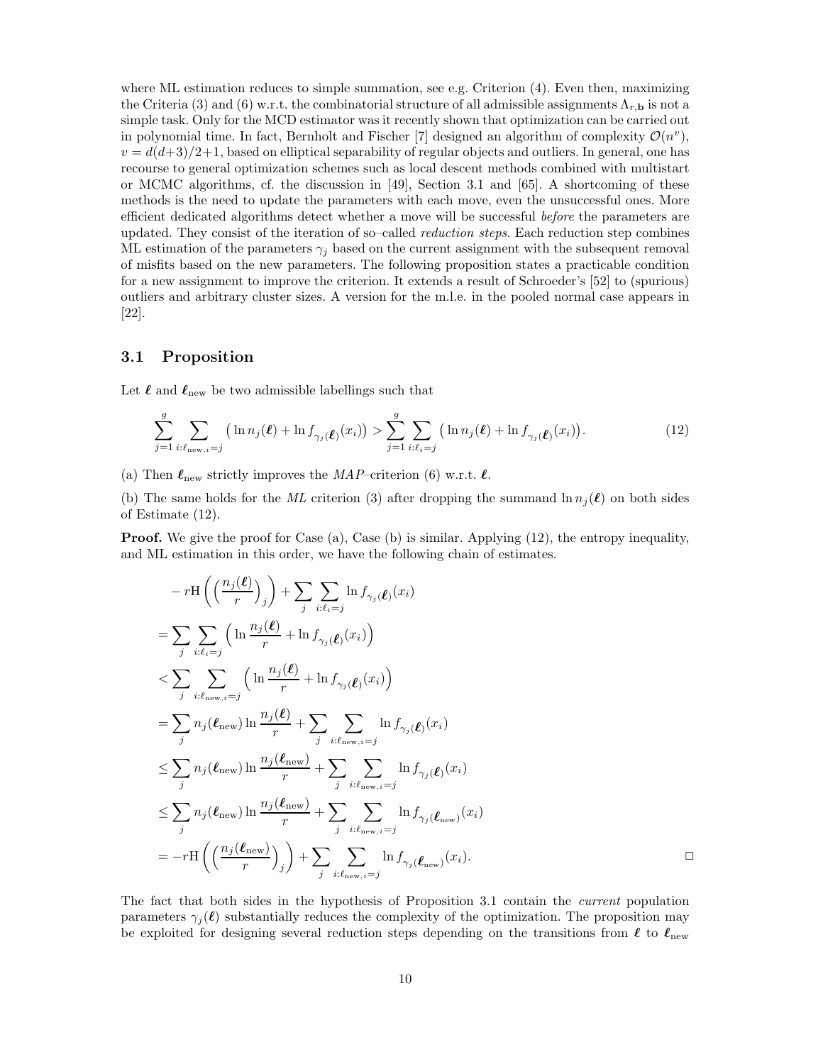where ML estimation reduces to simple summation, see e.g. Criterion (4). Even then, maximizing the Criteria (3) and (6) w.r.t. the combinatorial structure of all admissible assignments $\Lambda_{r,\mathbf{b}}$ is not a simple task. Only for the MCD estimator was it recently shown that optimization can be carried out in polynomial time. In fact, Bernholt and Fischer [7] designed an algorithm of complexity $\mathcal{O}(n^v)$, $v = d(d+3)/2+1$, based on elliptical separability of regular objects and outliers. In general, one has recourse to general optimization schemes such as local descent methods combined with multistart or MCMC algorithms, cf. the discussion in [49], Section 3.1 and [65]. A shortcoming of these methods is the need to update the parameters with each move, even the unsuccessful ones. More efficient dedicated algorithms detect whether a move will be successful *before* the parameters are updated. They consist of the iteration of so–called *reduction steps*. Each reduction step combines ML estimation of the parameters $\gamma_j$ based on the current assignment with the subsequent removal of misfits based on the new parameters. The following proposition states a practicable condition for a new assignment to improve the criterion. It extends a result of Schroeder's [52] to (spurious) outliers and arbitrary cluster sizes. A version for the m.l.e. in the pooled normal case appears in [22].

## 3.1 Proposition

Let $\boldsymbol{\ell}$ and $\boldsymbol{\ell}_{\rm new}$ be two admissible labellings such that

$$\sum_{j=1}^{g}\sum_{i:\ell_{{\rm new},i}=j}\big(\ln n_j(\boldsymbol{\ell}) + \ln f_{\gamma_j(\boldsymbol{\ell})}(x_i)\big) > \sum_{j=1}^{g}\sum_{i:\ell_i=j}\big(\ln n_j(\boldsymbol{\ell}) + \ln f_{\gamma_j(\boldsymbol{\ell})}(x_i)\big). \tag{12}$$

(a) Then $\boldsymbol{\ell}_{\rm new}$ strictly improves the *MAP*–criterion (6) w.r.t. $\boldsymbol{\ell}$.

(b) The same holds for the *ML* criterion (3) after dropping the summand $\ln n_j(\boldsymbol{\ell})$ on both sides of Estimate (12).

**Proof.** We give the proof for Case (a), Case (b) is similar. Applying (12), the entropy inequality, and ML estimation in this order, we have the following chain of estimates.

$$\begin{aligned}
&-r\mathrm{H}\left(\Big(\frac{n_j(\boldsymbol{\ell})}{r}\Big)_j\right) + \sum_j\sum_{i:\ell_i=j}\ln f_{\gamma_j(\boldsymbol{\ell})}(x_i)\\
&= \sum_j\sum_{i:\ell_i=j}\Big(\ln\frac{n_j(\boldsymbol{\ell})}{r} + \ln f_{\gamma_j(\boldsymbol{\ell})}(x_i)\Big)\\
&< \sum_j\sum_{i:\ell_{{\rm new},i}=j}\Big(\ln\frac{n_j(\boldsymbol{\ell})}{r} + \ln f_{\gamma_j(\boldsymbol{\ell})}(x_i)\Big)\\
&= \sum_j n_j(\boldsymbol{\ell}_{\rm new})\ln\frac{n_j(\boldsymbol{\ell})}{r} + \sum_j\sum_{i:\ell_{{\rm new},i}=j}\ln f_{\gamma_j(\boldsymbol{\ell})}(x_i)\\
&\le \sum_j n_j(\boldsymbol{\ell}_{\rm new})\ln\frac{n_j(\boldsymbol{\ell}_{\rm new})}{r} + \sum_j\sum_{i:\ell_{{\rm new},i}=j}\ln f_{\gamma_j(\boldsymbol{\ell})}(x_i)\\
&\le \sum_j n_j(\boldsymbol{\ell}_{\rm new})\ln\frac{n_j(\boldsymbol{\ell}_{\rm new})}{r} + \sum_j\sum_{i:\ell_{{\rm new},i}=j}\ln f_{\gamma_j(\boldsymbol{\ell}_{\rm new})}(x_i)\\
&= -r\mathrm{H}\left(\Big(\frac{n_j(\boldsymbol{\ell}_{\rm new})}{r}\Big)_j\right) + \sum_j\sum_{i:\ell_{{\rm new},i}=j}\ln f_{\gamma_j(\boldsymbol{\ell}_{\rm new})}(x_i).
\end{aligned}$$

□

The fact that both sides in the hypothesis of Proposition 3.1 contain the *current* population parameters $\gamma_j(\boldsymbol{\ell})$ substantially reduces the complexity of the optimization. The proposition may be exploited for designing several reduction steps depending on the transitions from $\boldsymbol{\ell}$ to $\boldsymbol{\ell}_{\rm new}$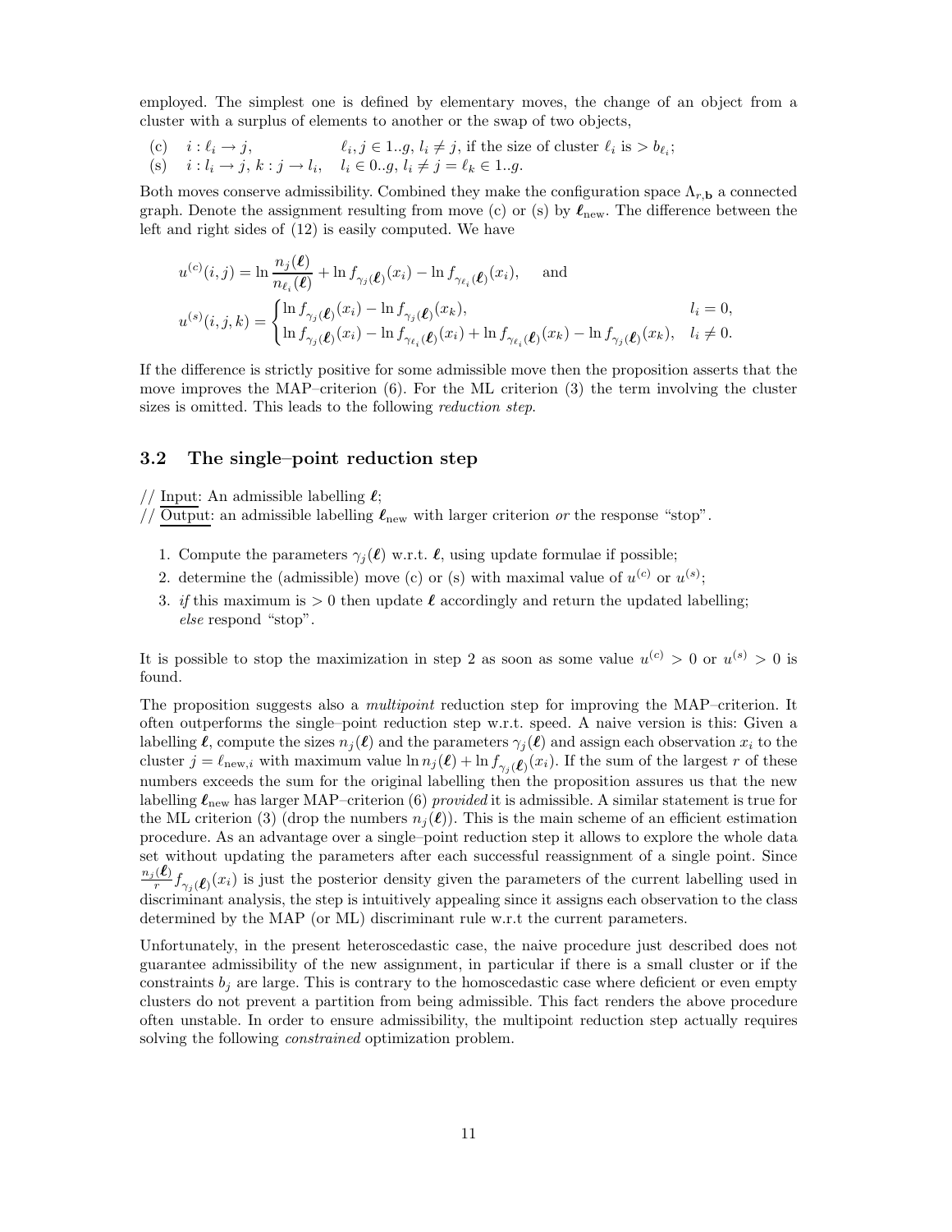employed. The simplest one is defined by elementary moves, the change of an object from a cluster with a surplus of elements to another or the swap of two objects,

(c) $\quad i : \ell_i \to j, \qquad\qquad \ell_i, j \in 1..g,\ l_i \neq j$, if the size of cluster $\ell_i$ is $> b_{\ell_i}$;
(s) $\quad i : l_i \to j,\ k : j \to l_i, \quad l_i \in 0..g,\ l_i \neq j = \ell_k \in 1..g.$

Both moves conserve admissibility. Combined they make the configuration space $\Lambda_{r,\mathbf{b}}$ a connected graph. Denote the assignment resulting from move (c) or (s) by $\boldsymbol{\ell}_{\text{new}}$. The difference between the left and right sides of (12) is easily computed. We have

$$u^{(c)}(i,j) = \ln \frac{n_j(\boldsymbol{\ell})}{n_{\ell_i}(\boldsymbol{\ell})} + \ln f_{\gamma_j(\boldsymbol{\ell})}(x_i) - \ln f_{\gamma_{\ell_i}(\boldsymbol{\ell})}(x_i), \quad \text{and}$$

$$u^{(s)}(i,j,k) = \begin{cases} \ln f_{\gamma_j(\boldsymbol{\ell})}(x_i) - \ln f_{\gamma_j(\boldsymbol{\ell})}(x_k), & l_i = 0, \\ \ln f_{\gamma_j(\boldsymbol{\ell})}(x_i) - \ln f_{\gamma_{\ell_i}(\boldsymbol{\ell})}(x_i) + \ln f_{\gamma_{\ell_i}(\boldsymbol{\ell})}(x_k) - \ln f_{\gamma_j(\boldsymbol{\ell})}(x_k), & l_i \neq 0. \end{cases}$$

If the difference is strictly positive for some admissible move then the proposition asserts that the move improves the MAP–criterion (6). For the ML criterion (3) the term involving the cluster sizes is omitted. This leads to the following *reduction step*.

### 3.2 The single–point reduction step

// Input: An admissible labelling $\boldsymbol{\ell}$;
// Output: an admissible labelling $\boldsymbol{\ell}_{\text{new}}$ with larger criterion *or* the response "stop".

1. Compute the parameters $\gamma_j(\boldsymbol{\ell})$ w.r.t. $\boldsymbol{\ell}$, using update formulae if possible;
2. determine the (admissible) move (c) or (s) with maximal value of $u^{(c)}$ or $u^{(s)}$;
3. *if* this maximum is $> 0$ then update $\boldsymbol{\ell}$ accordingly and return the updated labelling;
   *else* respond "stop".

It is possible to stop the maximization in step 2 as soon as some value $u^{(c)} > 0$ or $u^{(s)} > 0$ is found.

The proposition suggests also a *multipoint* reduction step for improving the MAP–criterion. It often outperforms the single–point reduction step w.r.t. speed. A naive version is this: Given a labelling $\boldsymbol{\ell}$, compute the sizes $n_j(\boldsymbol{\ell})$ and the parameters $\gamma_j(\boldsymbol{\ell})$ and assign each observation $x_i$ to the cluster $j = \ell_{\text{new},i}$ with maximum value $\ln n_j(\boldsymbol{\ell}) + \ln f_{\gamma_j(\boldsymbol{\ell})}(x_i)$. If the sum of the largest $r$ of these numbers exceeds the sum for the original labelling then the proposition assures us that the new labelling $\boldsymbol{\ell}_{\text{new}}$ has larger MAP–criterion (6) *provided* it is admissible. A similar statement is true for the ML criterion (3) (drop the numbers $n_j(\boldsymbol{\ell})$). This is the main scheme of an efficient estimation procedure. As an advantage over a single–point reduction step it allows to explore the whole data set without updating the parameters after each successful reassignment of a single point. Since $\frac{n_j(\boldsymbol{\ell})}{r} f_{\gamma_j(\boldsymbol{\ell})}(x_i)$ is just the posterior density given the parameters of the current labelling used in discriminant analysis, the step is intuitively appealing since it assigns each observation to the class determined by the MAP (or ML) discriminant rule w.r.t the current parameters.

Unfortunately, in the present heteroscedastic case, the naive procedure just described does not guarantee admissibility of the new assignment, in particular if there is a small cluster or if the constraints $b_j$ are large. This is contrary to the homoscedastic case where deficient or even empty clusters do not prevent a partition from being admissible. This fact renders the above procedure often unstable. In order to ensure admissibility, the multipoint reduction step actually requires solving the following *constrained* optimization problem.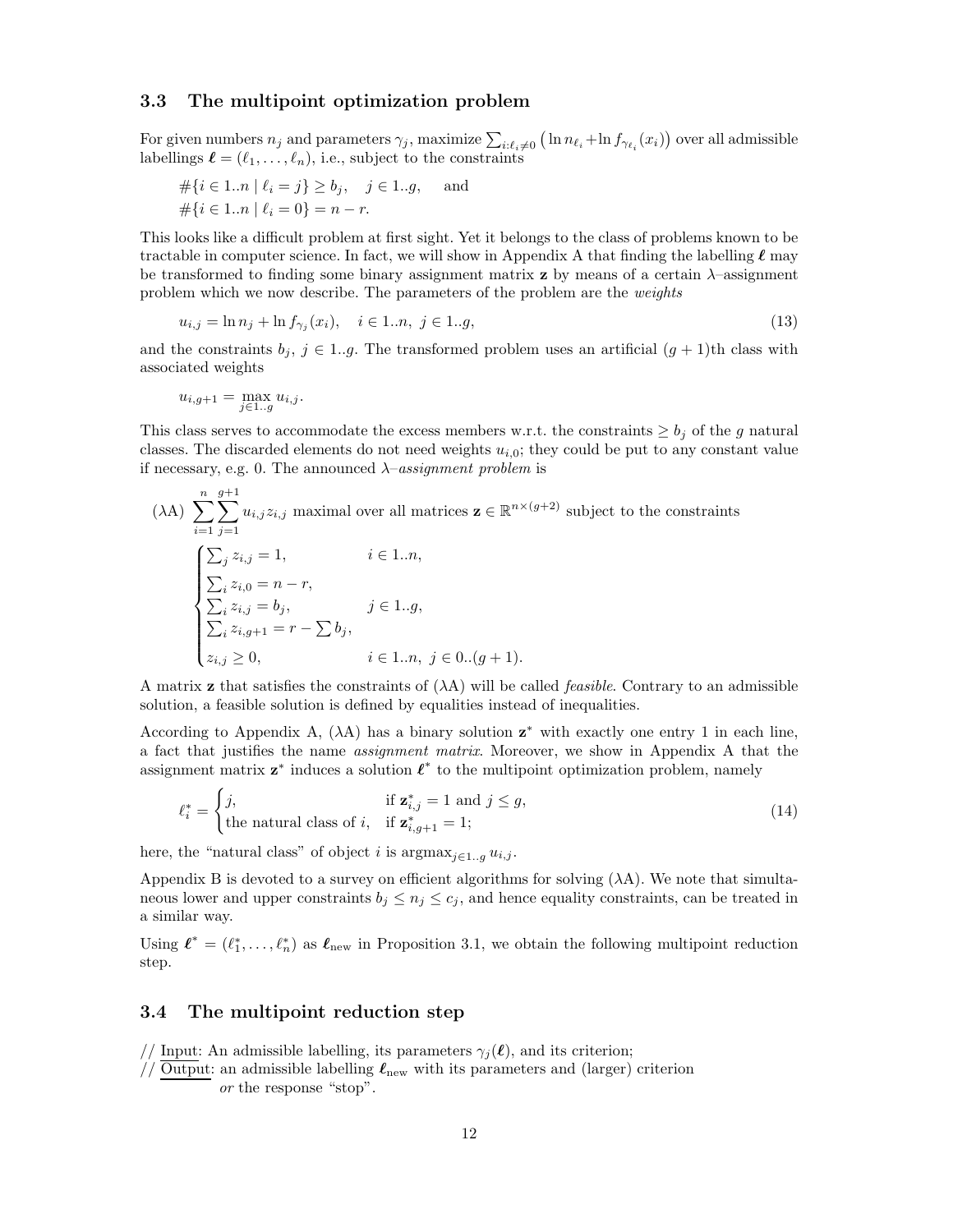### 3.3 The multipoint optimization problem

For given numbers $n_j$ and parameters $\gamma_j$, maximize $\sum_{i:\ell_i \neq 0} \big(\ln n_{\ell_i} + \ln f_{\gamma_{\ell_i}}(x_i)\big)$ over all admissible labellings $\boldsymbol{\ell} = (\ell_1, \dots, \ell_n)$, i.e., subject to the constraints

$$\#\{i \in 1..n \mid \ell_i = j\} \geq b_j, \quad j \in 1..g, \quad \text{and}$$
$$\#\{i \in 1..n \mid \ell_i = 0\} = n - r.$$

This looks like a difficult problem at first sight. Yet it belongs to the class of problems known to be tractable in computer science. In fact, we will show in Appendix A that finding the labelling $\boldsymbol{\ell}$ may be transformed to finding some binary assignment matrix $\mathbf{z}$ by means of a certain $\lambda$–assignment problem which we now describe. The parameters of the problem are the *weights*

$$u_{i,j} = \ln n_j + \ln f_{\gamma_j}(x_i), \quad i \in 1..n,\ j \in 1..g, \tag{13}$$

and the constraints $b_j$, $j \in 1..g$. The transformed problem uses an artificial $(g+1)$th class with associated weights

$$u_{i,g+1} = \max_{j \in 1..g} u_{i,j}.$$

This class serves to accommodate the excess members w.r.t. the constraints $\geq b_j$ of the $g$ natural classes. The discarded elements do not need weights $u_{i,0}$; they could be put to any constant value if necessary, e.g. 0. The announced *$\lambda$–assignment problem* is

($\lambda$A) $\displaystyle\sum_{i=1}^{n}\sum_{j=1}^{g+1} u_{i,j} z_{i,j}$ maximal over all matrices $\mathbf{z} \in \mathbb{R}^{n \times (g+2)}$ subject to the constraints

$$\begin{cases} \sum_j z_{i,j} = 1, & i \in 1..n, \\ \sum_i z_{i,0} = n - r, & \\ \sum_i z_{i,j} = b_j, & j \in 1..g, \\ \sum_i z_{i,g+1} = r - \sum b_j, & \\ z_{i,j} \geq 0, & i \in 1..n,\ j \in 0..(g+1). \end{cases}$$

A matrix $\mathbf{z}$ that satisfies the constraints of ($\lambda$A) will be called *feasible*. Contrary to an admissible solution, a feasible solution is defined by equalities instead of inequalities.

According to Appendix A, ($\lambda$A) has a binary solution $\mathbf{z}^*$ with exactly one entry 1 in each line, a fact that justifies the name *assignment matrix*. Moreover, we show in Appendix A that the assignment matrix $\mathbf{z}^*$ induces a solution $\boldsymbol{\ell}^*$ to the multipoint optimization problem, namely

$$\ell_i^* = \begin{cases} j, & \text{if } \mathbf{z}^*_{i,j} = 1 \text{ and } j \leq g, \\ \text{the natural class of } i, & \text{if } \mathbf{z}^*_{i,g+1} = 1; \end{cases} \tag{14}$$

here, the "natural class" of object $i$ is $\operatorname{argmax}_{j \in 1..g} u_{i,j}$.

Appendix B is devoted to a survey on efficient algorithms for solving ($\lambda$A). We note that simultaneous lower and upper constraints $b_j \leq n_j \leq c_j$, and hence equality constraints, can be treated in a similar way.

Using $\boldsymbol{\ell}^* = (\ell_1^*, \dots, \ell_n^*)$ as $\boldsymbol{\ell}_{\text{new}}$ in Proposition 3.1, we obtain the following multipoint reduction step.

### 3.4 The multipoint reduction step

// Input: An admissible labelling, its parameters $\gamma_j(\boldsymbol{\ell})$, and its criterion;
// Output: an admissible labelling $\boldsymbol{\ell}_{\text{new}}$ with its parameters and (larger) criterion
*or* the response "stop".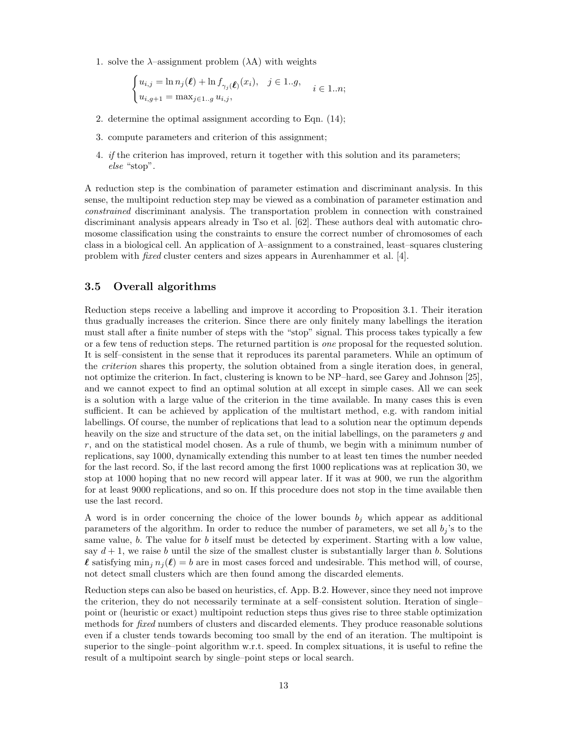1. solve the $\lambda$–assignment problem ($\lambda$A) with weights

$$\begin{cases} u_{i,j} = \ln n_j(\boldsymbol{\ell}) + \ln f_{\gamma_j(\boldsymbol{\ell})}(x_i), & j \in 1..g, \\ u_{i,g+1} = \max_{j \in 1..g} u_{i,j}, \end{cases} \quad i \in 1..n;$$

2. determine the optimal assignment according to Eqn. (14);

3. compute parameters and criterion of this assignment;

4. *if* the criterion has improved, return it together with this solution and its parameters; *else* "stop".

A reduction step is the combination of parameter estimation and discriminant analysis. In this sense, the multipoint reduction step may be viewed as a combination of parameter estimation and *constrained* discriminant analysis. The transportation problem in connection with constrained discriminant analysis appears already in Tso et al. [62]. These authors deal with automatic chromosome classification using the constraints to ensure the correct number of chromosomes of each class in a biological cell. An application of $\lambda$–assignment to a constrained, least–squares clustering problem with *fixed* cluster centers and sizes appears in Aurenhammer et al. [4].

### 3.5 Overall algorithms

Reduction steps receive a labelling and improve it according to Proposition 3.1. Their iteration thus gradually increases the criterion. Since there are only finitely many labellings the iteration must stall after a finite number of steps with the "stop" signal. This process takes typically a few or a few tens of reduction steps. The returned partition is *one* proposal for the requested solution. It is self–consistent in the sense that it reproduces its parental parameters. While an optimum of the *criterion* shares this property, the solution obtained from a single iteration does, in general, not optimize the criterion. In fact, clustering is known to be NP–hard, see Garey and Johnson [25], and we cannot expect to find an optimal solution at all except in simple cases. All we can seek is a solution with a large value of the criterion in the time available. In many cases this is even sufficient. It can be achieved by application of the multistart method, e.g. with random initial labellings. Of course, the number of replications that lead to a solution near the optimum depends heavily on the size and structure of the data set, on the initial labellings, on the parameters $g$ and $r$, and on the statistical model chosen. As a rule of thumb, we begin with a minimum number of replications, say 1000, dynamically extending this number to at least ten times the number needed for the last record. So, if the last record among the first 1000 replications was at replication 30, we stop at 1000 hoping that no new record will appear later. If it was at 900, we run the algorithm for at least 9000 replications, and so on. If this procedure does not stop in the time available then use the last record.

A word is in order concerning the choice of the lower bounds $b_j$ which appear as additional parameters of the algorithm. In order to reduce the number of parameters, we set all $b_j$'s to the same value, $b$. The value for $b$ itself must be detected by experiment. Starting with a low value, say $d+1$, we raise $b$ until the size of the smallest cluster is substantially larger than $b$. Solutions $\boldsymbol{\ell}$ satisfying $\min_j n_j(\boldsymbol{\ell}) = b$ are in most cases forced and undesirable. This method will, of course, not detect small clusters which are then found among the discarded elements.

Reduction steps can also be based on heuristics, cf. App. B.2. However, since they need not improve the criterion, they do not necessarily terminate at a self–consistent solution. Iteration of single–point or (heuristic or exact) multipoint reduction steps thus gives rise to three stable optimization methods for *fixed* numbers of clusters and discarded elements. They produce reasonable solutions even if a cluster tends towards becoming too small by the end of an iteration. The multipoint is superior to the single–point algorithm w.r.t. speed. In complex situations, it is useful to refine the result of a multipoint search by single–point steps or local search.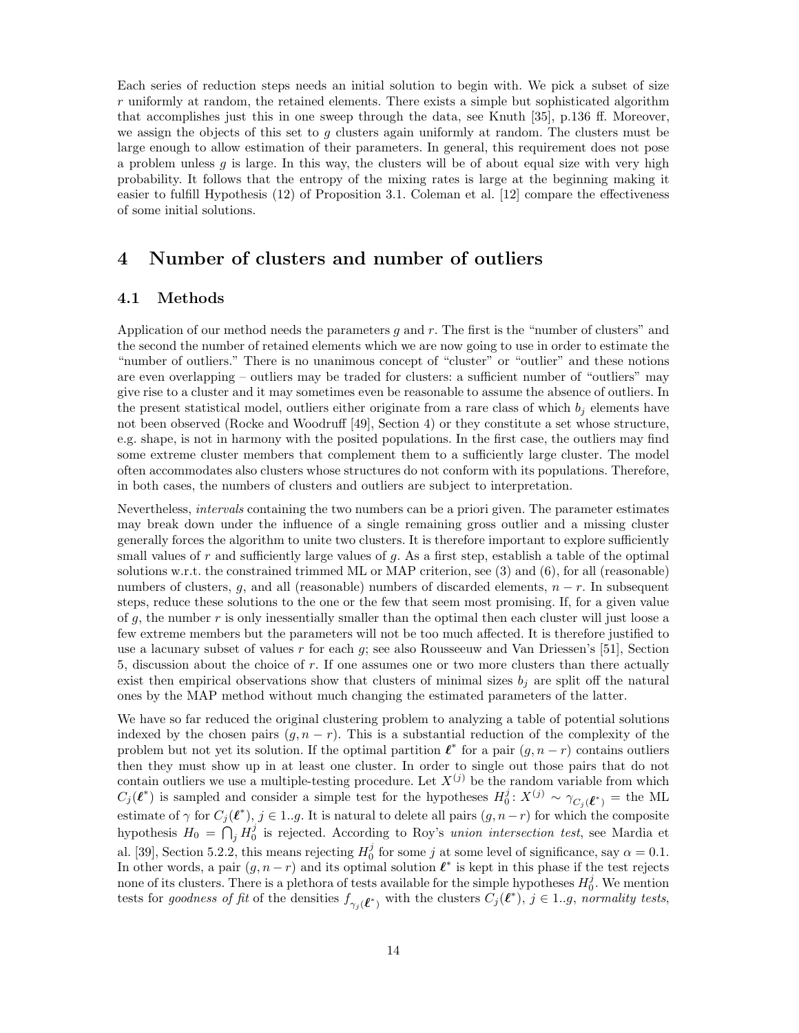Each series of reduction steps needs an initial solution to begin with. We pick a subset of size $r$ uniformly at random, the retained elements. There exists a simple but sophisticated algorithm that accomplishes just this in one sweep through the data, see Knuth [35], p.136 ff. Moreover, we assign the objects of this set to $g$ clusters again uniformly at random. The clusters must be large enough to allow estimation of their parameters. In general, this requirement does not pose a problem unless $g$ is large. In this way, the clusters will be of about equal size with very high probability. It follows that the entropy of the mixing rates is large at the beginning making it easier to fulfill Hypothesis (12) of Proposition 3.1. Coleman et al. [12] compare the effectiveness of some initial solutions.

# 4 Number of clusters and number of outliers

## 4.1 Methods

Application of our method needs the parameters $g$ and $r$. The first is the "number of clusters" and the second the number of retained elements which we are now going to use in order to estimate the "number of outliers." There is no unanimous concept of "cluster" or "outlier" and these notions are even overlapping – outliers may be traded for clusters: a sufficient number of "outliers" may give rise to a cluster and it may sometimes even be reasonable to assume the absence of outliers. In the present statistical model, outliers either originate from a rare class of which $b_j$ elements have not been observed (Rocke and Woodruff [49], Section 4) or they constitute a set whose structure, e.g. shape, is not in harmony with the posited populations. In the first case, the outliers may find some extreme cluster members that complement them to a sufficiently large cluster. The model often accommodates also clusters whose structures do not conform with its populations. Therefore, in both cases, the numbers of clusters and outliers are subject to interpretation.

Nevertheless, *intervals* containing the two numbers can be a priori given. The parameter estimates may break down under the influence of a single remaining gross outlier and a missing cluster generally forces the algorithm to unite two clusters. It is therefore important to explore sufficiently small values of $r$ and sufficiently large values of $g$. As a first step, establish a table of the optimal solutions w.r.t. the constrained trimmed ML or MAP criterion, see (3) and (6), for all (reasonable) numbers of clusters, $g$, and all (reasonable) numbers of discarded elements, $n-r$. In subsequent steps, reduce these solutions to the one or the few that seem most promising. If, for a given value of $g$, the number $r$ is only inessentially smaller than the optimal then each cluster will just loose a few extreme members but the parameters will not be too much affected. It is therefore justified to use a lacunary subset of values $r$ for each $g$; see also Rousseeuw and Van Driessen's [51], Section 5, discussion about the choice of $r$. If one assumes one or two more clusters than there actually exist then empirical observations show that clusters of minimal sizes $b_j$ are split off the natural ones by the MAP method without much changing the estimated parameters of the latter.

We have so far reduced the original clustering problem to analyzing a table of potential solutions indexed by the chosen pairs $(g, n-r)$. This is a substantial reduction of the complexity of the problem but not yet its solution. If the optimal partition $\boldsymbol{\ell}^*$ for a pair $(g, n-r)$ contains outliers then they must show up in at least one cluster. In order to single out those pairs that do not contain outliers we use a multiple-testing procedure. Let $X^{(j)}$ be the random variable from which $C_j(\boldsymbol{\ell}^*)$ is sampled and consider a simple test for the hypotheses $H_0^j\colon X^{(j)} \sim \gamma_{C_j(\boldsymbol{\ell}^*)} =$ the ML estimate of $\gamma$ for $C_j(\boldsymbol{\ell}^*)$, $j \in 1..g$. It is natural to delete all pairs $(g, n-r)$ for which the composite hypothesis $H_0 = \bigcap_j H_0^j$ is rejected. According to Roy's *union intersection test*, see Mardia et al. [39], Section 5.2.2, this means rejecting $H_0^j$ for some $j$ at some level of significance, say $\alpha = 0.1$. In other words, a pair $(g, n-r)$ and its optimal solution $\boldsymbol{\ell}^*$ is kept in this phase if the test rejects none of its clusters. There is a plethora of tests available for the simple hypotheses $H_0^j$. We mention tests for *goodness of fit* of the densities $f_{\gamma_j(\boldsymbol{\ell}^*)}$ with the clusters $C_j(\boldsymbol{\ell}^*)$, $j \in 1..g$, *normality tests*,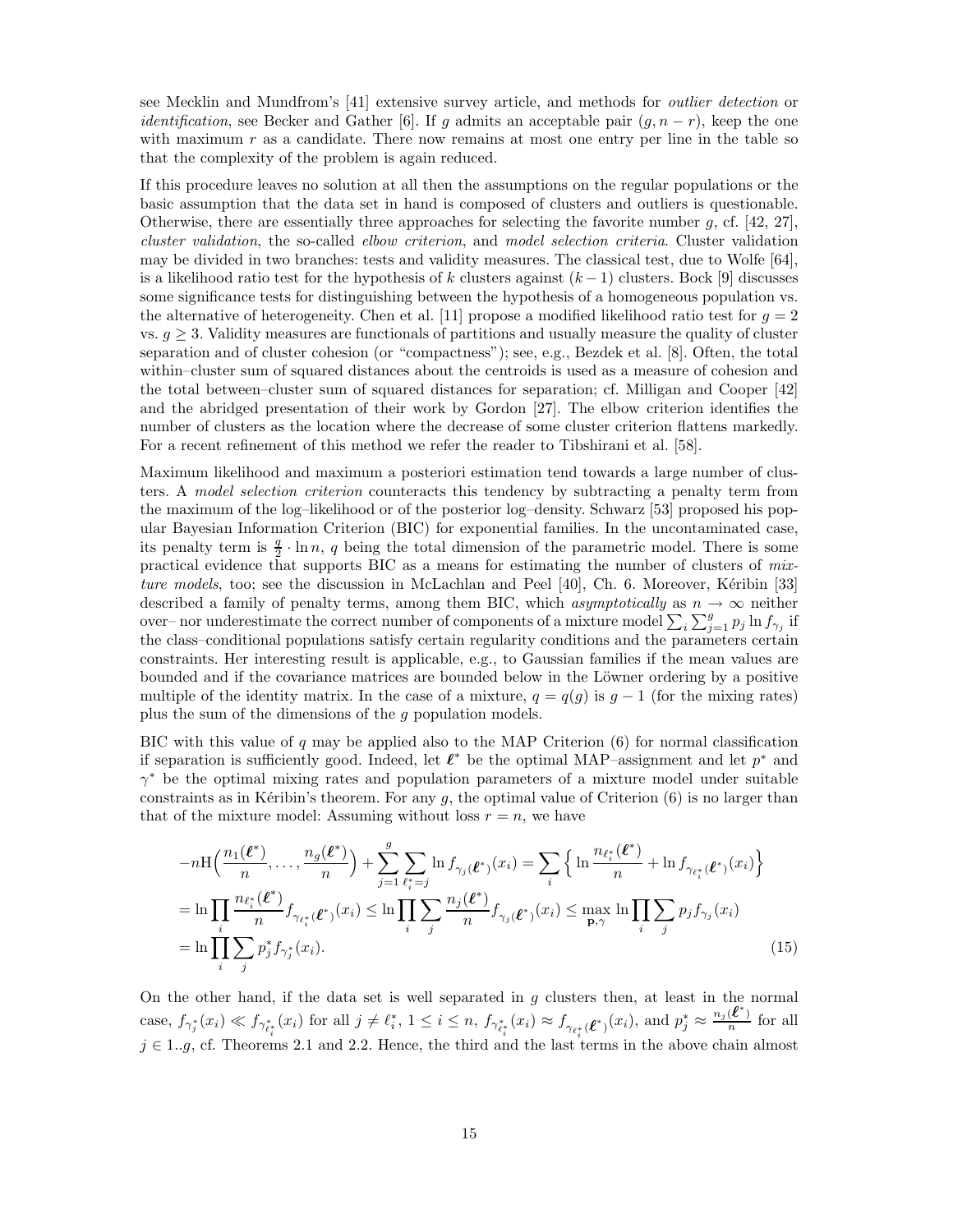see Mecklin and Mundfrom's [41] extensive survey article, and methods for *outlier detection* or *identification*, see Becker and Gather [6]. If $g$ admits an acceptable pair $(g, n-r)$, keep the one with maximum $r$ as a candidate. There now remains at most one entry per line in the table so that the complexity of the problem is again reduced.

If this procedure leaves no solution at all then the assumptions on the regular populations or the basic assumption that the data set in hand is composed of clusters and outliers is questionable. Otherwise, there are essentially three approaches for selecting the favorite number $g$, cf. [42, 27], *cluster validation*, the so-called *elbow criterion*, and *model selection criteria*. Cluster validation may be divided in two branches: tests and validity measures. The classical test, due to Wolfe [64], is a likelihood ratio test for the hypothesis of $k$ clusters against $(k-1)$ clusters. Bock [9] discusses some significance tests for distinguishing between the hypothesis of a homogeneous population vs. the alternative of heterogeneity. Chen et al. [11] propose a modified likelihood ratio test for $g = 2$ vs. $g \geq 3$. Validity measures are functionals of partitions and usually measure the quality of cluster separation and of cluster cohesion (or "compactness"); see, e.g., Bezdek et al. [8]. Often, the total within–cluster sum of squared distances about the centroids is used as a measure of cohesion and the total between–cluster sum of squared distances for separation; cf. Milligan and Cooper [42] and the abridged presentation of their work by Gordon [27]. The elbow criterion identifies the number of clusters as the location where the decrease of some cluster criterion flattens markedly. For a recent refinement of this method we refer the reader to Tibshirani et al. [58].

Maximum likelihood and maximum a posteriori estimation tend towards a large number of clusters. A *model selection criterion* counteracts this tendency by subtracting a penalty term from the maximum of the log–likelihood or of the posterior log–density. Schwarz [53] proposed his popular Bayesian Information Criterion (BIC) for exponential families. In the uncontaminated case, its penalty term is $\frac{q}{2} \cdot \ln n$, $q$ being the total dimension of the parametric model. There is some practical evidence that supports BIC as a means for estimating the number of clusters of *mixture models*, too; see the discussion in McLachlan and Peel [40], Ch. 6. Moreover, Kéribin [33] described a family of penalty terms, among them BIC, which *asymptotically* as $n \to \infty$ neither over– nor underestimate the correct number of components of a mixture model $\sum_i \sum_{j=1}^{g} p_j \ln f_{\gamma_j}$ if the class–conditional populations satisfy certain regularity conditions and the parameters certain constraints. Her interesting result is applicable, e.g., to Gaussian families if the mean values are bounded and if the covariance matrices are bounded below in the Löwner ordering by a positive multiple of the identity matrix. In the case of a mixture, $q = q(g)$ is $g-1$ (for the mixing rates) plus the sum of the dimensions of the $g$ population models.

BIC with this value of $q$ may be applied also to the MAP Criterion (6) for normal classification if separation is sufficiently good. Indeed, let $\boldsymbol{\ell}^*$ be the optimal MAP–assignment and let $p^*$ and $\gamma^*$ be the optimal mixing rates and population parameters of a mixture model under suitable constraints as in Kéribin's theorem. For any $g$, the optimal value of Criterion (6) is no larger than that of the mixture model: Assuming without loss $r = n$, we have

$$
\begin{aligned}
&-n\mathrm{H}\Big(\frac{n_1(\boldsymbol{\ell}^*)}{n}, \ldots, \frac{n_g(\boldsymbol{\ell}^*)}{n}\Big) + \sum_{j=1}^{g} \sum_{\ell_i^*=j} \ln f_{\gamma_j(\boldsymbol{\ell}^*)}(x_i) = \sum_i \Big\{ \ln \frac{n_{\ell_i^*}(\boldsymbol{\ell}^*)}{n} + \ln f_{\gamma_{\ell_i^*}(\boldsymbol{\ell}^*)}(x_i) \Big\} \\
&= \ln \prod_i \frac{n_{\ell_i^*}(\boldsymbol{\ell}^*)}{n} f_{\gamma_{\ell_i^*}(\boldsymbol{\ell}^*)}(x_i) \leq \ln \prod_i \sum_j \frac{n_j(\boldsymbol{\ell}^*)}{n} f_{\gamma_j(\boldsymbol{\ell}^*)}(x_i) \leq \max_{\mathbf{p},\gamma} \ln \prod_i \sum_j p_j f_{\gamma_j}(x_i) \\
&= \ln \prod_i \sum_j p_j^* f_{\gamma_j^*}(x_i).
\end{aligned} \tag{15}
$$

On the other hand, if the data set is well separated in $g$ clusters then, at least in the normal case, $f_{\gamma_j^*}(x_i) \ll f_{\gamma_{\ell_i^*}^*}(x_i)$ for all $j \neq \ell_i^*$, $1 \leq i \leq n$, $f_{\gamma_{\ell_i^*}^*}(x_i) \approx f_{\gamma_{\ell_i^*}(\boldsymbol{\ell}^*)}(x_i)$, and $p_j^* \approx \frac{n_j(\boldsymbol{\ell}^*)}{n}$ for all $j \in 1..g$, cf. Theorems 2.1 and 2.2. Hence, the third and the last terms in the above chain almost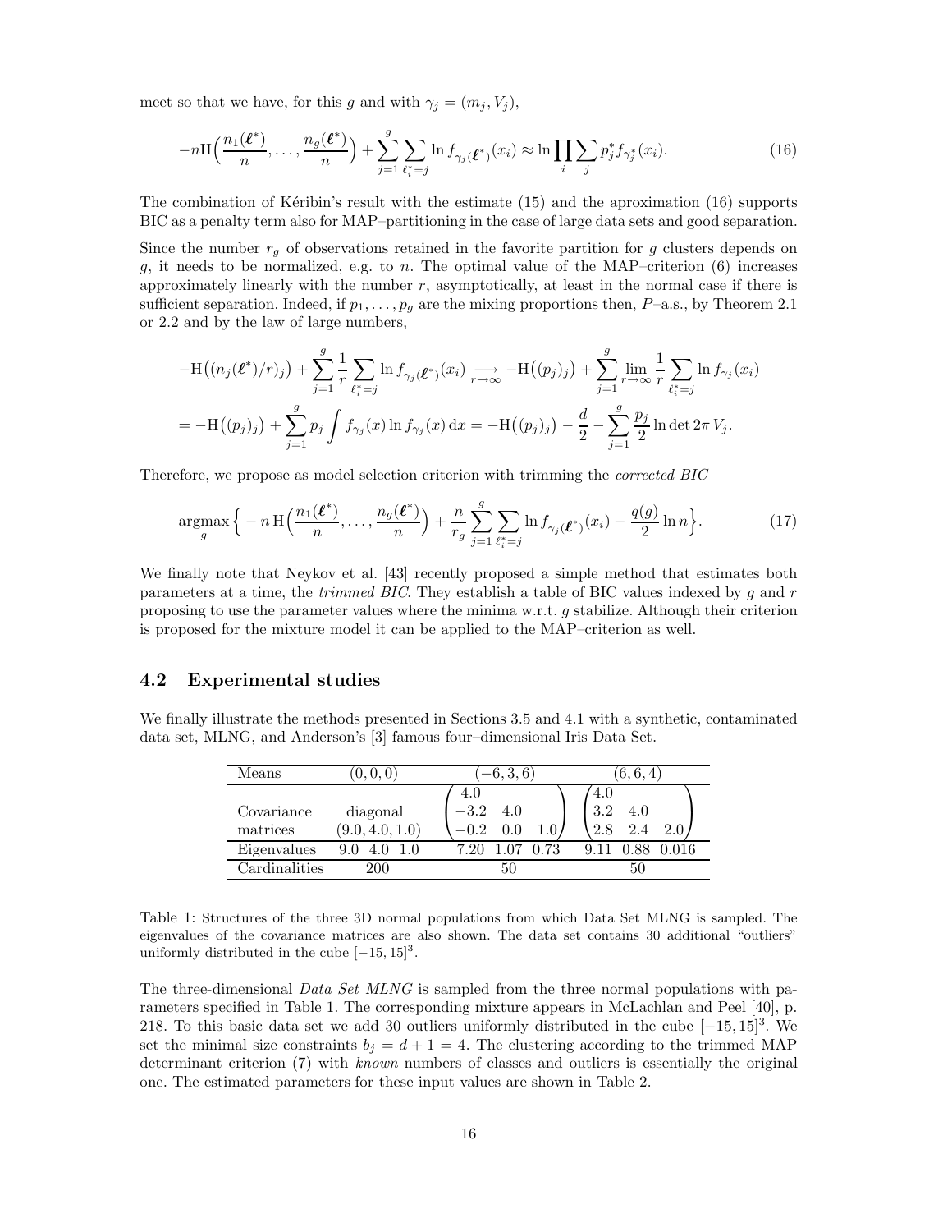meet so that we have, for this $g$ and with $\gamma_j = (m_j, V_j)$,

$$-n\mathrm{H}\Big(\frac{n_1(\boldsymbol{\ell}^*)}{n}, \ldots, \frac{n_g(\boldsymbol{\ell}^*)}{n}\Big) + \sum_{j=1}^{g} \sum_{\ell_i^*=j} \ln f_{\gamma_j(\boldsymbol{\ell}^*)}(x_i) \approx \ln \prod_i \sum_j p_j^* f_{\gamma_j^*}(x_i). \tag{16}$$

The combination of Kéribin's result with the estimate (15) and the aproximation (16) supports BIC as a penalty term also for MAP–partitioning in the case of large data sets and good separation.

Since the number $r_g$ of observations retained in the favorite partition for $g$ clusters depends on $g$, it needs to be normalized, e.g. to $n$. The optimal value of the MAP–criterion (6) increases approximately linearly with the number $r$, asymptotically, at least in the normal case if there is sufficient separation. Indeed, if $p_1, \ldots, p_g$ are the mixing proportions then, $P$–a.s., by Theorem 2.1 or 2.2 and by the law of large numbers,

$$\begin{aligned}
&-\mathrm{H}\big((n_j(\boldsymbol{\ell}^*)/r)_j\big) + \sum_{j=1}^{g} \frac{1}{r} \sum_{\ell_i^*=j} \ln f_{\gamma_j(\boldsymbol{\ell}^*)}(x_i) \underset{r\to\infty}{\longrightarrow} -\mathrm{H}\big((p_j)_j\big) + \sum_{j=1}^{g} \lim_{r\to\infty} \frac{1}{r} \sum_{\ell_i^*=j} \ln f_{\gamma_j}(x_i) \\
&= -\mathrm{H}\big((p_j)_j\big) + \sum_{j=1}^{g} p_j \int f_{\gamma_j}(x) \ln f_{\gamma_j}(x)\,\mathrm{d}x = -\mathrm{H}\big((p_j)_j\big) - \frac{d}{2} - \sum_{j=1}^{g} \frac{p_j}{2} \ln \det 2\pi V_j.
\end{aligned}$$

Therefore, we propose as model selection criterion with trimming the *corrected BIC*

$$\operatorname*{argmax}_g \Big\{ -n\,\mathrm{H}\Big(\frac{n_1(\boldsymbol{\ell}^*)}{n}, \ldots, \frac{n_g(\boldsymbol{\ell}^*)}{n}\Big) + \frac{n}{r_g} \sum_{j=1}^{g} \sum_{\ell_i^*=j} \ln f_{\gamma_j(\boldsymbol{\ell}^*)}(x_i) - \frac{q(g)}{2} \ln n \Big\}. \tag{17}$$

We finally note that Neykov et al. [43] recently proposed a simple method that estimates both parameters at a time, the *trimmed BIC*. They establish a table of BIC values indexed by $g$ and $r$ proposing to use the parameter values where the minima w.r.t. $g$ stabilize. Although their criterion is proposed for the mixture model it can be applied to the MAP–criterion as well.

### 4.2 Experimental studies

We finally illustrate the methods presented in Sections 3.5 and 4.1 with a synthetic, contaminated data set, MLNG, and Anderson's [3] famous four–dimensional Iris Data Set.

| Means | $(0,0,0)$ | $(-6,3,6)$ | $(6,6,4)$ |
|---|---|---|---|
| Covariance matrices | diagonal $(9.0, 4.0, 1.0)$ | $\begin{pmatrix} 4.0 & & \\ -3.2 & 4.0 & \\ -0.2 & 0.0 & 1.0 \end{pmatrix}$ | $\begin{pmatrix} 4.0 & & \\ 3.2 & 4.0 & \\ 2.8 & 2.4 & 2.0 \end{pmatrix}$ |
| Eigenvalues | 9.0 4.0 1.0 | 7.20 1.07 0.73 | 9.11 0.88 0.016 |
| Cardinalities | 200 | 50 | 50 |

Table 1: Structures of the three 3D normal populations from which Data Set MLNG is sampled. The eigenvalues of the covariance matrices are also shown. The data set contains 30 additional "outliers" uniformly distributed in the cube $[-15, 15]^3$.

The three-dimensional *Data Set MLNG* is sampled from the three normal populations with parameters specified in Table 1. The corresponding mixture appears in McLachlan and Peel [40], p. 218. To this basic data set we add 30 outliers uniformly distributed in the cube $[-15, 15]^3$. We set the minimal size constraints $b_j = d + 1 = 4$. The clustering according to the trimmed MAP determinant criterion (7) with *known* numbers of classes and outliers is essentially the original one. The estimated parameters for these input values are shown in Table 2.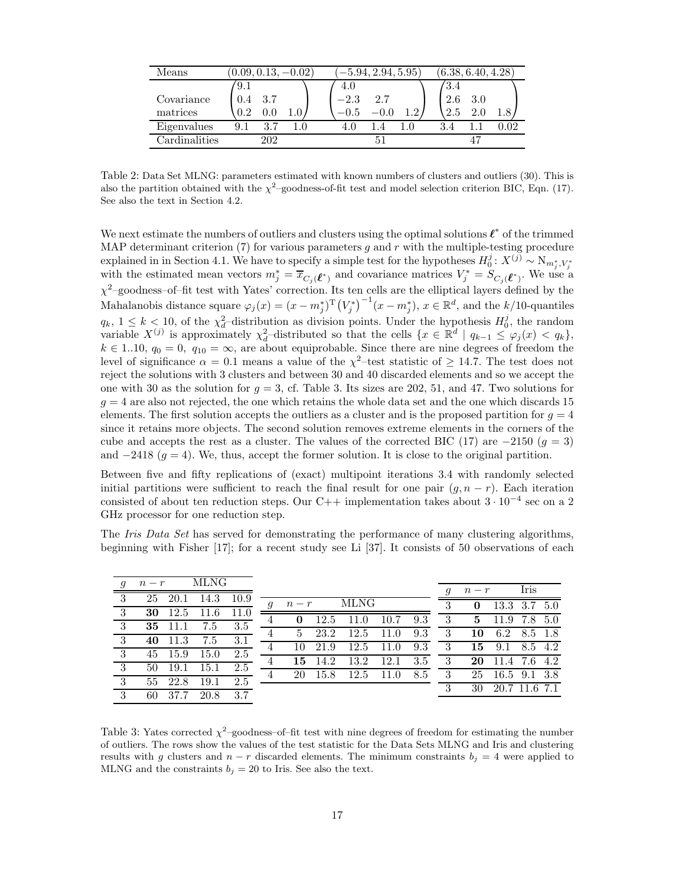| Means | $(0.09, 0.13, -0.02)$ | $(-5.94, 2.94, 5.95)$ | $(6.38, 6.40, 4.28)$ |
|---|---|---|---|
| Covariance matrices | $\begin{pmatrix} 9.1 & & \\ 0.4 & 3.7 & \\ 0.2 & 0.0 & 1.0 \end{pmatrix}$ | $\begin{pmatrix} 4.0 & & \\ -2.3 & 2.7 & \\ -0.5 & -0.0 & 1.2 \end{pmatrix}$ | $\begin{pmatrix} 3.4 & & \\ 2.6 & 3.0 & \\ 2.5 & 2.0 & 1.8 \end{pmatrix}$ |
| Eigenvalues | 9.1  3.7  1.0 | 4.0  1.4  1.0 | 3.4  1.1  0.02 |
| Cardinalities | 202 | 51 | 47 |

Table 2: Data Set MLNG: parameters estimated with known numbers of clusters and outliers (30). This is also the partition obtained with the $\chi^2$–goodness-of-fit test and model selection criterion BIC, Eqn. (17). See also the text in Section 4.2.

We next estimate the numbers of outliers and clusters using the optimal solutions $\boldsymbol{\ell}^*$ of the trimmed MAP determinant criterion (7) for various parameters $g$ and $r$ with the multiple-testing procedure explained in in Section 4.1. We have to specify a simple test for the hypotheses $H_0^j\colon X^{(j)} \sim \mathrm{N}_{m_j^*,V_j^*}$ with the estimated mean vectors $m_j^* = \overline{x}_{C_j(\boldsymbol{\ell}^*)}$ and covariance matrices $V_j^* = S_{C_j(\boldsymbol{\ell}^*)}$. We use a $\chi^2$–goodness–of–fit test with Yates' correction. Its ten cells are the elliptical layers defined by the Mahalanobis distance square $\varphi_j(x) = (x - m_j^*)^{\mathrm{T}} \left(V_j^*\right)^{-1}(x - m_j^*)$, $x \in \mathbb{R}^d$, and the $k/10$-quantiles $q_k$, $1 \leq k < 10$, of the $\chi_d^2$–distribution as division points. Under the hypothesis $H_0^j$, the random variable $X^{(j)}$ is approximately $\chi_d^2$–distributed so that the cells $\{x \in \mathbb{R}^d \mid q_{k-1} \leq \varphi_j(x) < q_k\}$, $k \in 1..10$, $q_0 = 0$, $q_{10} = \infty$, are about equiprobable. Since there are nine degrees of freedom the level of significance $\alpha = 0.1$ means a value of the $\chi^2$–test statistic of $\geq 14.7$. The test does not reject the solutions with 3 clusters and between 30 and 40 discarded elements and so we accept the one with 30 as the solution for $g = 3$, cf. Table 3. Its sizes are 202, 51, and 47. Two solutions for $g = 4$ are also not rejected, the one which retains the whole data set and the one which discards 15 elements. The first solution accepts the outliers as a cluster and is the proposed partition for $g = 4$ since it retains more objects. The second solution removes extreme elements in the corners of the cube and accepts the rest as a cluster. The values of the corrected BIC (17) are $-2150$ ($g = 3$) and $-2418$ ($g = 4$). We, thus, accept the former solution. It is close to the original partition.

Between five and fifty replications of (exact) multipoint iterations 3.4 with randomly selected initial partitions were sufficient to reach the final result for one pair $(g, n - r)$. Each iteration consisted of about ten reduction steps. Our C++ implementation takes about $3 \cdot 10^{-4}$ sec on a 2 GHz processor for one reduction step.

The *Iris Data Set* has served for demonstrating the performance of many clustering algorithms, beginning with Fisher [17]; for a recent study see Li [37]. It consists of 50 observations of each

| $g$ | $n-r$ | MLNG | | |
|---|---|---|---|---|
| 3 | 25 | 20.1 | 14.3 | 10.9 |
| 3 | **30** | 12.5 | 11.6 | 11.0 |
| 3 | **35** | 11.1 | 7.5 | 3.5 |
| 3 | **40** | 11.3 | 7.5 | 3.1 |
| 3 | 45 | 15.9 | 15.0 | 2.5 |
| 3 | 50 | 19.1 | 15.1 | 2.5 |
| 3 | 55 | 22.8 | 19.1 | 2.5 |
| 3 | 60 | 37.7 | 20.8 | 3.7 |

| $g$ | $n-r$ | MLNG | | | |
|---|---|---|---|---|---|
| 4 | **0** | 12.5 | 11.0 | 10.7 | 9.3 |
| 4 | 5 | 23.2 | 12.5 | 11.0 | 9.3 |
| 4 | 10 | 21.9 | 12.5 | 11.0 | 9.3 |
| 4 | **15** | 14.2 | 13.2 | 12.1 | 3.5 |
| 4 | 20 | 15.8 | 12.5 | 11.0 | 8.5 |

| $g$ | $n-r$ | Iris | | |
|---|---|---|---|---|
| 3 | **0** | 13.3 | 3.7 | 5.0 |
| 3 | **5** | 11.9 | 7.8 | 5.0 |
| 3 | **10** | 6.2 | 8.5 | 1.8 |
| 3 | **15** | 9.1 | 8.5 | 4.2 |
| 3 | **20** | 11.4 | 7.6 | 4.2 |
| 3 | 25 | 16.5 | 9.1 | 3.8 |
| 3 | 30 | 20.7 | 11.6 | 7.1 |

Table 3: Yates corrected $\chi^2$–goodness–of–fit test with nine degrees of freedom for estimating the number of outliers. The rows show the values of the test statistic for the Data Sets MLNG and Iris and clustering results with $g$ clusters and $n - r$ discarded elements. The minimum constraints $b_j = 4$ were applied to MLNG and the constraints $b_j = 20$ to Iris. See also the text.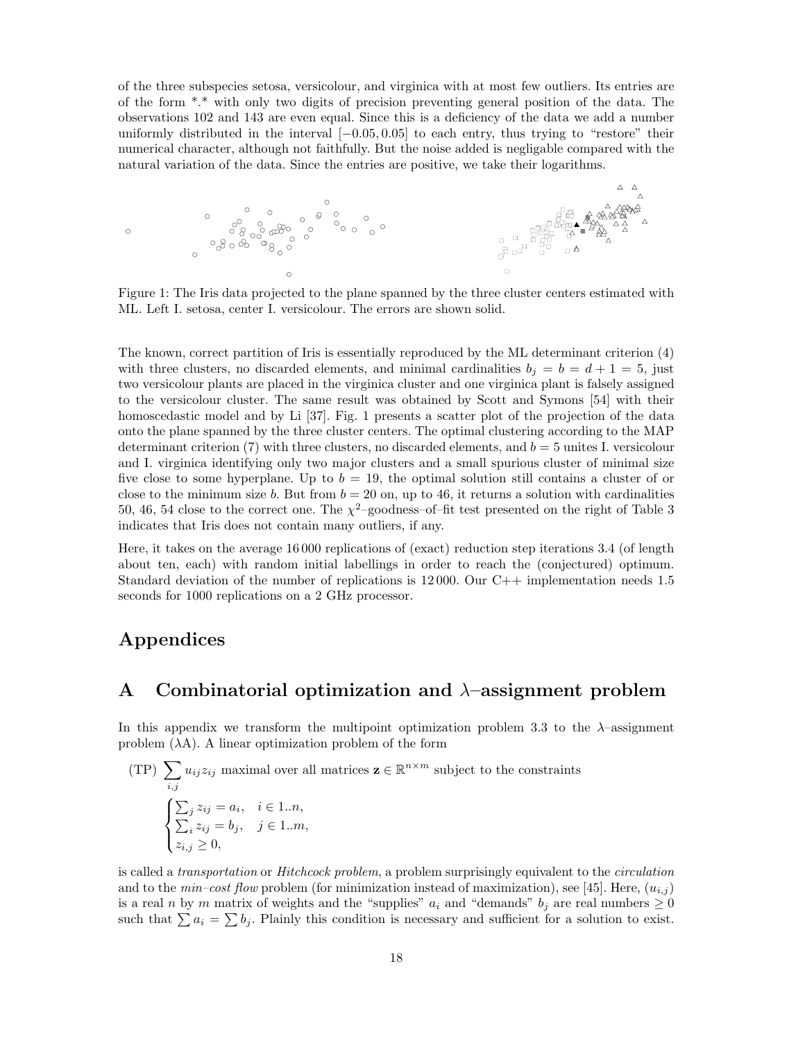of the three subspecies setosa, versicolour, and virginica with at most few outliers. Its entries are of the form *.* with only two digits of precision preventing general position of the data. The observations 102 and 143 are even equal. Since this is a deficiency of the data we add a number uniformly distributed in the interval $[-0.05, 0.05]$ to each entry, thus trying to "restore" their numerical character, although not faithfully. But the noise added is negligable compared with the natural variation of the data. Since the entries are positive, we take their logarithms.

Figure 1: The Iris data projected to the plane spanned by the three cluster centers estimated with ML. Left I. setosa, center I. versicolour. The errors are shown solid.

The known, correct partition of Iris is essentially reproduced by the ML determinant criterion (4) with three clusters, no discarded elements, and minimal cardinalities $b_j = b = d + 1 = 5$, just two versicolour plants are placed in the virginica cluster and one virginica plant is falsely assigned to the versicolour cluster. The same result was obtained by Scott and Symons [54] with their homoscedastic model and by Li [37]. Fig. 1 presents a scatter plot of the projection of the data onto the plane spanned by the three cluster centers. The optimal clustering according to the MAP determinant criterion (7) with three clusters, no discarded elements, and $b = 5$ unites I. versicolour and I. virginica identifying only two major clusters and a small spurious cluster of minimal size five close to some hyperplane. Up to $b = 19$, the optimal solution still contains a cluster of or close to the minimum size $b$. But from $b = 20$ on, up to 46, it returns a solution with cardinalities 50, 46, 54 close to the correct one. The $\chi^2$–goodness–of–fit test presented on the right of Table 3 indicates that Iris does not contain many outliers, if any.

Here, it takes on the average 16 000 replications of (exact) reduction step iterations 3.4 (of length about ten, each) with random initial labellings in order to reach the (conjectured) optimum. Standard deviation of the number of replications is 12 000. Our C++ implementation needs 1.5 seconds for 1000 replications on a 2 GHz processor.

# Appendices

## A Combinatorial optimization and $\lambda$–assignment problem

In this appendix we transform the multipoint optimization problem 3.3 to the $\lambda$–assignment problem ($\lambda$A). A linear optimization problem of the form

(TP) $\sum_{i,j} u_{ij} z_{ij}$ maximal over all matrices $\mathbf{z} \in \mathbb{R}^{n \times m}$ subject to the constraints

$$\begin{cases} \sum_j z_{ij} = a_i, & i \in 1..n, \\ \sum_i z_{ij} = b_j, & j \in 1..m, \\ z_{i,j} \geq 0, \end{cases}$$

is called a *transportation* or *Hitchcock problem*, a problem surprisingly equivalent to the *circulation* and to the *min–cost flow* problem (for minimization instead of maximization), see [45]. Here, $(u_{i,j})$ is a real $n$ by $m$ matrix of weights and the "supplies" $a_i$ and "demands" $b_j$ are real numbers $\geq 0$ such that $\sum a_i = \sum b_j$. Plainly this condition is necessary and sufficient for a solution to exist.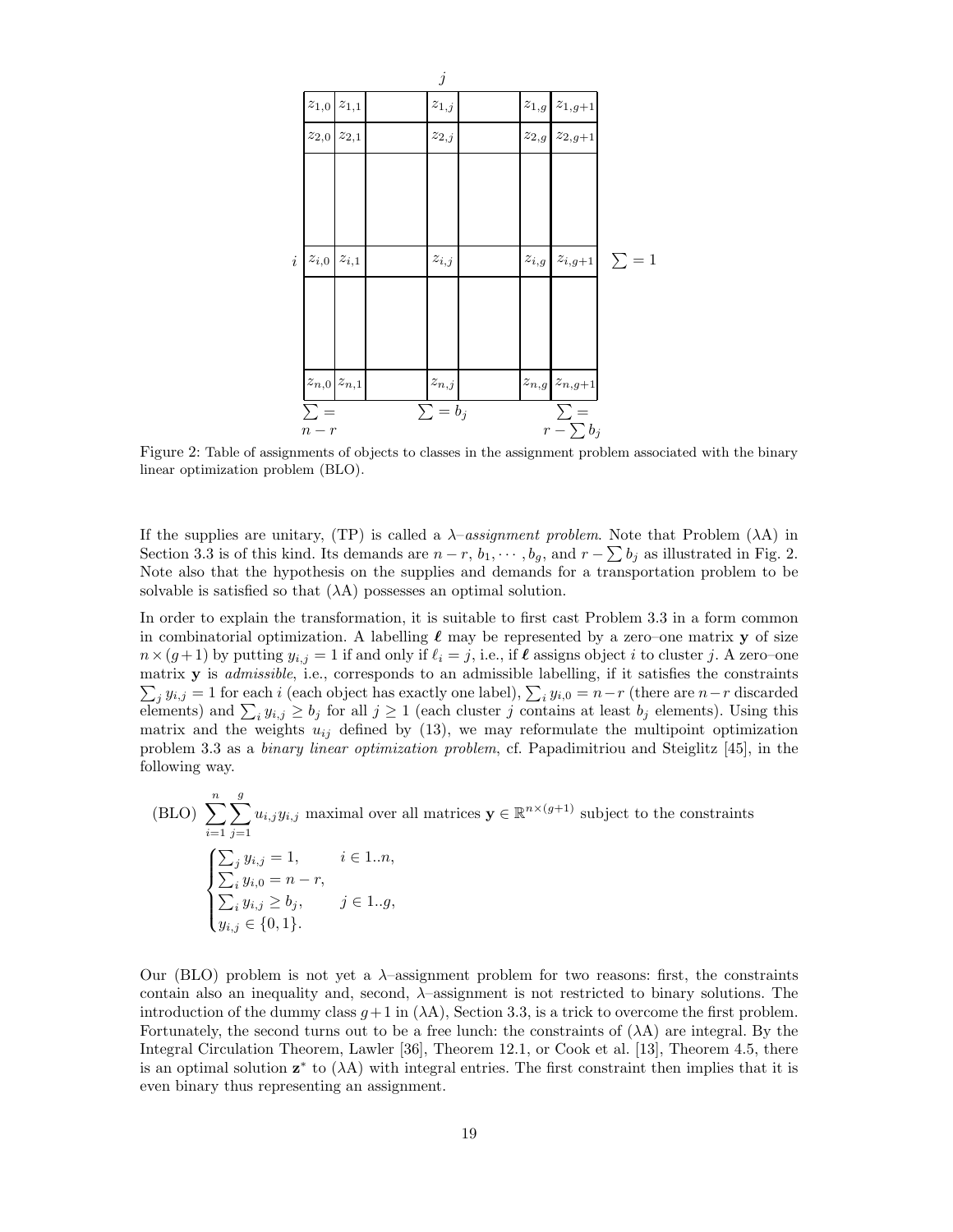| | | | | $j$ | | | | |
|---|---|---|---|---|---|---|---|---|
| | $z_{1,0}$ | $z_{1,1}$ | | $z_{1,j}$ | | $z_{1,g}$ | $z_{1,g+1}$ | |
| | $z_{2,0}$ | $z_{2,1}$ | | $z_{2,j}$ | | $z_{2,g}$ | $z_{2,g+1}$ | |
| | | | | | | | | |
| $i$ | $z_{i,0}$ | $z_{i,1}$ | | $z_{i,j}$ | | $z_{i,g}$ | $z_{i,g+1}$ | $\sum = 1$ |
| | | | | | | | | |
| | $z_{n,0}$ | $z_{n,1}$ | | $z_{n,j}$ | | $z_{n,g}$ | $z_{n,g+1}$ | |
| | $\sum = n - r$ | | | $\sum = b_j$ | | | $\sum = r - \sum b_j$ | |

Figure 2: Table of assignments of objects to classes in the assignment problem associated with the binary linear optimization problem (BLO).

If the supplies are unitary, (TP) is called a $\lambda$*–assignment problem*. Note that Problem ($\lambda$A) in Section 3.3 is of this kind. Its demands are $n - r$, $b_1, \cdots, b_g$, and $r - \sum b_j$ as illustrated in Fig. 2. Note also that the hypothesis on the supplies and demands for a transportation problem to be solvable is satisfied so that ($\lambda$A) possesses an optimal solution.

In order to explain the transformation, it is suitable to first cast Problem 3.3 in a form common in combinatorial optimization. A labelling $\boldsymbol{\ell}$ may be represented by a zero–one matrix $\mathbf{y}$ of size $n \times (g+1)$ by putting $y_{i,j} = 1$ if and only if $\ell_i = j$, i.e., if $\boldsymbol{\ell}$ assigns object $i$ to cluster $j$. A zero–one matrix $\mathbf{y}$ is *admissible*, i.e., corresponds to an admissible labelling, if it satisfies the constraints $\sum_j y_{i,j} = 1$ for each $i$ (each object has exactly one label), $\sum_i y_{i,0} = n - r$ (there are $n - r$ discarded elements) and $\sum_i y_{i,j} \geq b_j$ for all $j \geq 1$ (each cluster $j$ contains at least $b_j$ elements). Using this matrix and the weights $u_{ij}$ defined by (13), we may reformulate the multipoint optimization problem 3.3 as a *binary linear optimization problem*, cf. Papadimitriou and Steiglitz [45], in the following way.

(BLO) $\displaystyle\sum_{i=1}^{n}\sum_{j=1}^{g} u_{i,j} y_{i,j}$ maximal over all matrices $\mathbf{y} \in \mathbb{R}^{n \times (g+1)}$ subject to the constraints

$$
\begin{cases}
\sum_j y_{i,j} = 1, & i \in 1..n, \\
\sum_i y_{i,0} = n - r, & \\
\sum_i y_{i,j} \geq b_j, & j \in 1..g, \\
y_{i,j} \in \{0, 1\}. &
\end{cases}
$$

Our (BLO) problem is not yet a $\lambda$–assignment problem for two reasons: first, the constraints contain also an inequality and, second, $\lambda$–assignment is not restricted to binary solutions. The introduction of the dummy class $g+1$ in ($\lambda$A), Section 3.3, is a trick to overcome the first problem. Fortunately, the second turns out to be a free lunch: the constraints of ($\lambda$A) are integral. By the Integral Circulation Theorem, Lawler [36], Theorem 12.1, or Cook et al. [13], Theorem 4.5, there is an optimal solution $\mathbf{z}^*$ to ($\lambda$A) with integral entries. The first constraint then implies that it is even binary thus representing an assignment.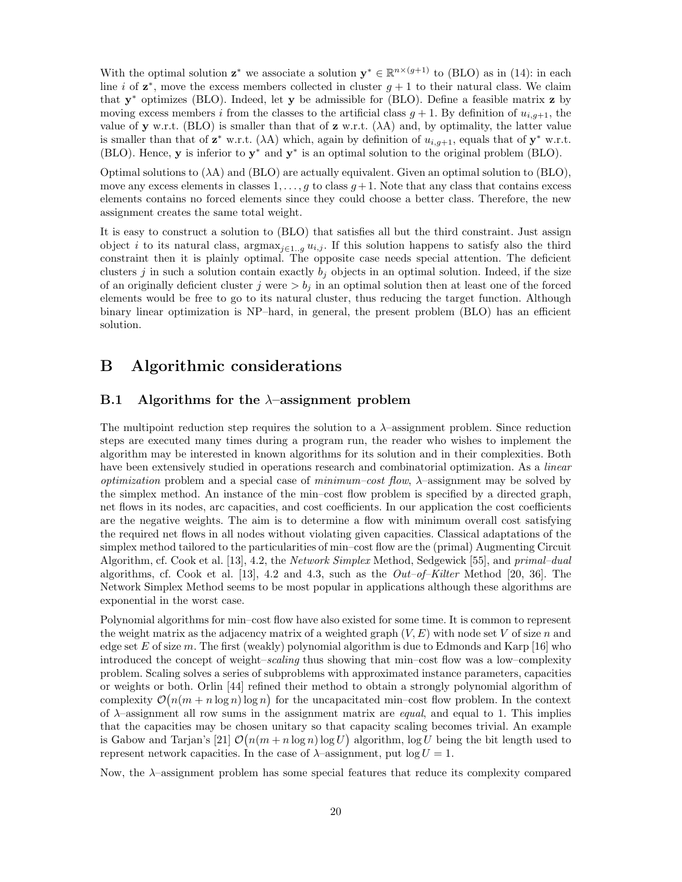With the optimal solution $\mathbf{z}^*$ we associate a solution $\mathbf{y}^* \in \mathbb{R}^{n\times(g+1)}$ to (BLO) as in (14): in each line $i$ of $\mathbf{z}^*$, move the excess members collected in cluster $g+1$ to their natural class. We claim that $\mathbf{y}^*$ optimizes (BLO). Indeed, let $\mathbf{y}$ be admissible for (BLO). Define a feasible matrix $\mathbf{z}$ by moving excess members $i$ from the classes to the artificial class $g+1$. By definition of $u_{i,g+1}$, the value of $\mathbf{y}$ w.r.t. (BLO) is smaller than that of $\mathbf{z}$ w.r.t. ($\lambda$A) and, by optimality, the latter value is smaller than that of $\mathbf{z}^*$ w.r.t. ($\lambda$A) which, again by definition of $u_{i,g+1}$, equals that of $\mathbf{y}^*$ w.r.t. (BLO). Hence, $\mathbf{y}$ is inferior to $\mathbf{y}^*$ and $\mathbf{y}^*$ is an optimal solution to the original problem (BLO).

Optimal solutions to ($\lambda$A) and (BLO) are actually equivalent. Given an optimal solution to (BLO), move any excess elements in classes $1, \dots, g$ to class $g+1$. Note that any class that contains excess elements contains no forced elements since they could choose a better class. Therefore, the new assignment creates the same total weight.

It is easy to construct a solution to (BLO) that satisfies all but the third constraint. Just assign object $i$ to its natural class, $\text{argmax}_{j\in 1..g}\, u_{i,j}$. If this solution happens to satisfy also the third constraint then it is plainly optimal. The opposite case needs special attention. The deficient clusters $j$ in such a solution contain exactly $b_j$ objects in an optimal solution. Indeed, if the size of an originally deficient cluster $j$ were $> b_j$ in an optimal solution then at least one of the forced elements would be free to go to its natural cluster, thus reducing the target function. Although binary linear optimization is NP–hard, in general, the present problem (BLO) has an efficient solution.

# B Algorithmic considerations

## B.1 Algorithms for the $\lambda$–assignment problem

The multipoint reduction step requires the solution to a $\lambda$–assignment problem. Since reduction steps are executed many times during a program run, the reader who wishes to implement the algorithm may be interested in known algorithms for its solution and in their complexities. Both have been extensively studied in operations research and combinatorial optimization. As a *linear optimization* problem and a special case of *minimum–cost flow*, $\lambda$–assignment may be solved by the simplex method. An instance of the min–cost flow problem is specified by a directed graph, net flows in its nodes, arc capacities, and cost coefficients. In our application the cost coefficients are the negative weights. The aim is to determine a flow with minimum overall cost satisfying the required net flows in all nodes without violating given capacities. Classical adaptations of the simplex method tailored to the particularities of min–cost flow are the (primal) Augmenting Circuit Algorithm, cf. Cook et al. [13], 4.2, the *Network Simplex* Method, Sedgewick [55], and *primal–dual* algorithms, cf. Cook et al. [13], 4.2 and 4.3, such as the *Out–of–Kilter* Method [20, 36]. The Network Simplex Method seems to be most popular in applications although these algorithms are exponential in the worst case.

Polynomial algorithms for min–cost flow have also existed for some time. It is common to represent the weight matrix as the adjacency matrix of a weighted graph $(V, E)$ with node set $V$ of size $n$ and edge set $E$ of size $m$. The first (weakly) polynomial algorithm is due to Edmonds and Karp [16] who introduced the concept of weight–*scaling* thus showing that min–cost flow was a low–complexity problem. Scaling solves a series of subproblems with approximated instance parameters, capacities or weights or both. Orlin [44] refined their method to obtain a strongly polynomial algorithm of complexity $\mathcal{O}\big(n(m + n\log n)\log n\big)$ for the uncapacitated min–cost flow problem. In the context of $\lambda$–assignment all row sums in the assignment matrix are *equal*, and equal to 1. This implies that the capacities may be chosen unitary so that capacity scaling becomes trivial. An example is Gabow and Tarjan's [21] $\mathcal{O}\big(n(m + n\log n)\log U\big)$ algorithm, $\log U$ being the bit length used to represent network capacities. In the case of $\lambda$–assignment, put $\log U = 1$.

Now, the $\lambda$–assignment problem has some special features that reduce its complexity compared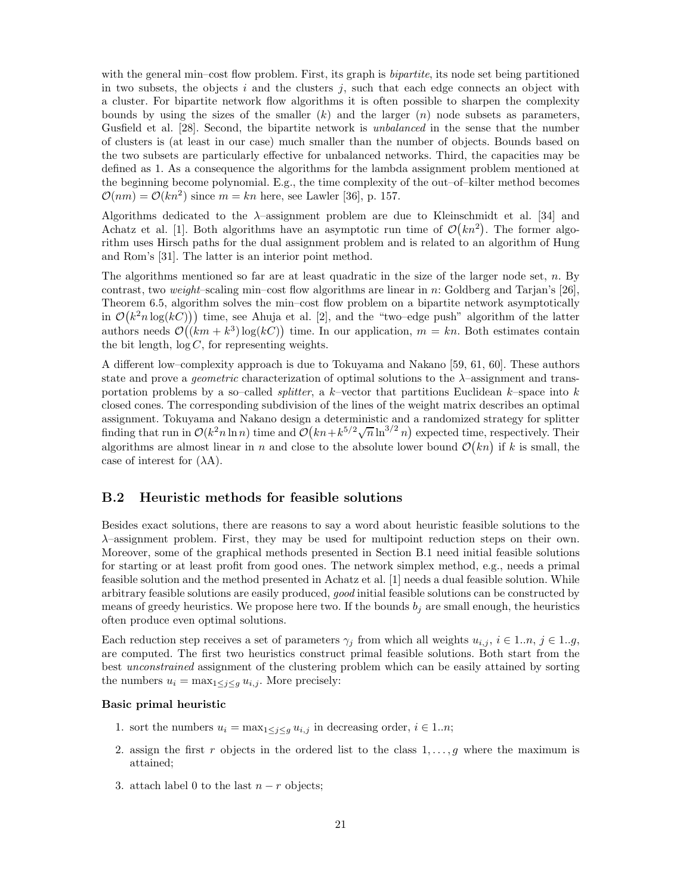with the general min–cost flow problem. First, its graph is *bipartite*, its node set being partitioned in two subsets, the objects $i$ and the clusters $j$, such that each edge connects an object with a cluster. For bipartite network flow algorithms it is often possible to sharpen the complexity bounds by using the sizes of the smaller ($k$) and the larger ($n$) node subsets as parameters, Gusfield et al. [28]. Second, the bipartite network is *unbalanced* in the sense that the number of clusters is (at least in our case) much smaller than the number of objects. Bounds based on the two subsets are particularly effective for unbalanced networks. Third, the capacities may be defined as 1. As a consequence the algorithms for the lambda assignment problem mentioned at the beginning become polynomial. E.g., the time complexity of the out–of–kilter method becomes $\mathcal{O}(nm) = \mathcal{O}(kn^2)$ since $m = kn$ here, see Lawler [36], p. 157.

Algorithms dedicated to the $\lambda$–assignment problem are due to Kleinschmidt et al. [34] and Achatz et al. [1]. Both algorithms have an asymptotic run time of $\mathcal{O}\big(kn^2\big)$. The former algorithm uses Hirsch paths for the dual assignment problem and is related to an algorithm of Hung and Rom's [31]. The latter is an interior point method.

The algorithms mentioned so far are at least quadratic in the size of the larger node set, $n$. By contrast, two *weight*–scaling min–cost flow algorithms are linear in $n$: Goldberg and Tarjan's [26], Theorem 6.5, algorithm solves the min–cost flow problem on a bipartite network asymptotically in $\mathcal{O}\big(k^2 n \log(kC)\big)$ time, see Ahuja et al. [2], and the "two–edge push" algorithm of the latter authors needs $\mathcal{O}\big((km + k^3)\log(kC)\big)$ time. In our application, $m = kn$. Both estimates contain the bit length, $\log C$, for representing weights.

A different low–complexity approach is due to Tokuyama and Nakano [59, 61, 60]. These authors state and prove a *geometric* characterization of optimal solutions to the $\lambda$–assignment and transportation problems by a so–called *splitter*, a $k$–vector that partitions Euclidean $k$–space into $k$ closed cones. The corresponding subdivision of the lines of the weight matrix describes an optimal assignment. Tokuyama and Nakano design a deterministic and a randomized strategy for splitter finding that run in $\mathcal{O}(k^2 n \ln n)$ time and $\mathcal{O}\big(kn + k^{5/2}\sqrt{n}\ln^{3/2} n\big)$ expected time, respectively. Their algorithms are almost linear in $n$ and close to the absolute lower bound $\mathcal{O}\big(kn\big)$ if $k$ is small, the case of interest for ($\lambda$A).

## B.2 Heuristic methods for feasible solutions

Besides exact solutions, there are reasons to say a word about heuristic feasible solutions to the $\lambda$–assignment problem. First, they may be used for multipoint reduction steps on their own. Moreover, some of the graphical methods presented in Section B.1 need initial feasible solutions for starting or at least profit from good ones. The network simplex method, e.g., needs a primal feasible solution and the method presented in Achatz et al. [1] needs a dual feasible solution. While arbitrary feasible solutions are easily produced, *good* initial feasible solutions can be constructed by means of greedy heuristics. We propose here two. If the bounds $b_j$ are small enough, the heuristics often produce even optimal solutions.

Each reduction step receives a set of parameters $\gamma_j$ from which all weights $u_{i,j}$, $i \in 1..n$, $j \in 1..g$, are computed. The first two heuristics construct primal feasible solutions. Both start from the best *unconstrained* assignment of the clustering problem which can be easily attained by sorting the numbers $u_i = \max_{1\le j\le g} u_{i,j}$. More precisely:

**Basic primal heuristic**

1. sort the numbers $u_i = \max_{1\le j\le g} u_{i,j}$ in decreasing order, $i \in 1..n$;
2. assign the first $r$ objects in the ordered list to the class $1, \ldots, g$ where the maximum is attained;
3. attach label 0 to the last $n - r$ objects;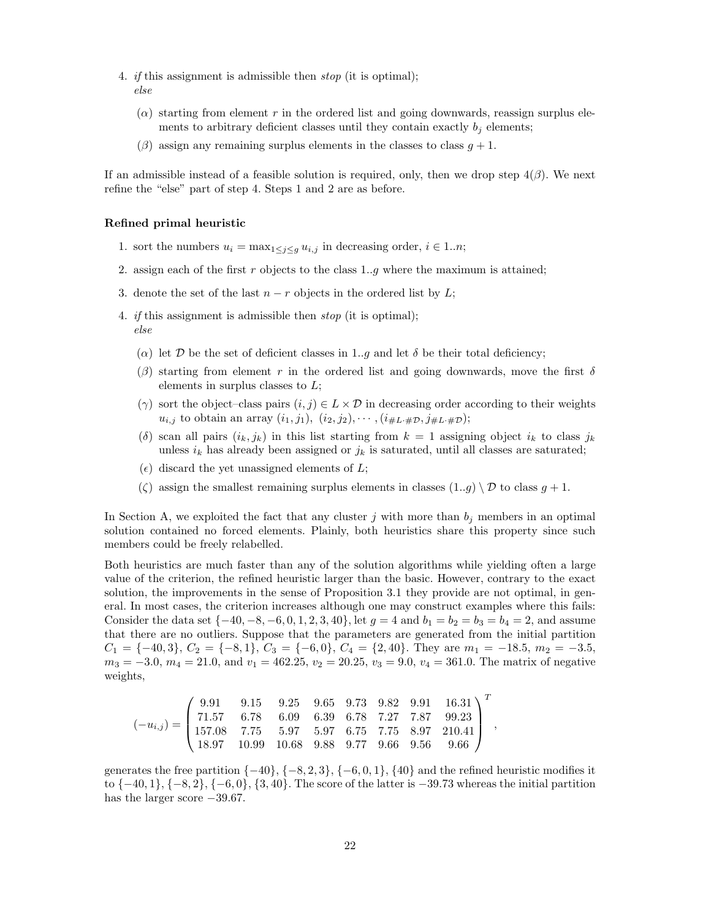4. *if* this assignment is admissible then *stop* (it is optimal);
   *else*

   ($\alpha$) starting from element $r$ in the ordered list and going downwards, reassign surplus elements to arbitrary deficient classes until they contain exactly $b_j$ elements;

   ($\beta$) assign any remaining surplus elements in the classes to class $g + 1$.

If an admissible instead of a feasible solution is required, only, then we drop step 4($\beta$). We next refine the "else" part of step 4. Steps 1 and 2 are as before.

**Refined primal heuristic**

1. sort the numbers $u_i = \max_{1 \le j \le g} u_{i,j}$ in decreasing order, $i \in 1..n$;
2. assign each of the first $r$ objects to the class $1..g$ where the maximum is attained;
3. denote the set of the last $n - r$ objects in the ordered list by $L$;
4. *if* this assignment is admissible then *stop* (it is optimal);
   *else*

   ($\alpha$) let $\mathcal{D}$ be the set of deficient classes in $1..g$ and let $\delta$ be their total deficiency;

   ($\beta$) starting from element $r$ in the ordered list and going downwards, move the first $\delta$ elements in surplus classes to $L$;

   ($\gamma$) sort the object–class pairs $(i, j) \in L \times \mathcal{D}$ in decreasing order according to their weights $u_{i,j}$ to obtain an array $(i_1, j_1)$, $(i_2, j_2), \cdots, (i_{\#L \cdot \#\mathcal{D}}, j_{\#L \cdot \#\mathcal{D}})$;

   ($\delta$) scan all pairs $(i_k, j_k)$ in this list starting from $k = 1$ assigning object $i_k$ to class $j_k$ unless $i_k$ has already been assigned or $j_k$ is saturated, until all classes are saturated;

   ($\epsilon$) discard the yet unassigned elements of $L$;

   ($\zeta$) assign the smallest remaining surplus elements in classes $(1..g) \setminus \mathcal{D}$ to class $g + 1$.

In Section A, we exploited the fact that any cluster $j$ with more than $b_j$ members in an optimal solution contained no forced elements. Plainly, both heuristics share this property since such members could be freely relabelled.

Both heuristics are much faster than any of the solution algorithms while yielding often a large value of the criterion, the refined heuristic larger than the basic. However, contrary to the exact solution, the improvements in the sense of Proposition 3.1 they provide are not optimal, in general. In most cases, the criterion increases although one may construct examples where this fails: Consider the data set $\{-40, -8, -6, 0, 1, 2, 3, 40\}$, let $g = 4$ and $b_1 = b_2 = b_3 = b_4 = 2$, and assume that there are no outliers. Suppose that the parameters are generated from the initial partition $C_1 = \{-40, 3\}$, $C_2 = \{-8, 1\}$, $C_3 = \{-6, 0\}$, $C_4 = \{2, 40\}$. They are $m_1 = -18.5$, $m_2 = -3.5$, $m_3 = -3.0$, $m_4 = 21.0$, and $v_1 = 462.25$, $v_2 = 20.25$, $v_3 = 9.0$, $v_4 = 361.0$. The matrix of negative weights,

$$
(-u_{i,j}) = \begin{pmatrix} 9.91 & 9.15 & 9.25 & 9.65 & 9.73 & 9.82 & 9.91 & 16.31 \\ 71.57 & 6.78 & 6.09 & 6.39 & 6.78 & 7.27 & 7.87 & 99.23 \\ 157.08 & 7.75 & 5.97 & 5.97 & 6.75 & 7.75 & 8.97 & 210.41 \\ 18.97 & 10.99 & 10.68 & 9.88 & 9.77 & 9.66 & 9.56 & 9.66 \end{pmatrix}^T,
$$

generates the free partition $\{-40\}$, $\{-8, 2, 3\}$, $\{-6, 0, 1\}$, $\{40\}$ and the refined heuristic modifies it to $\{-40, 1\}$, $\{-8, 2\}$, $\{-6, 0\}$, $\{3, 40\}$. The score of the latter is $-39.73$ whereas the initial partition has the larger score $-39.67$.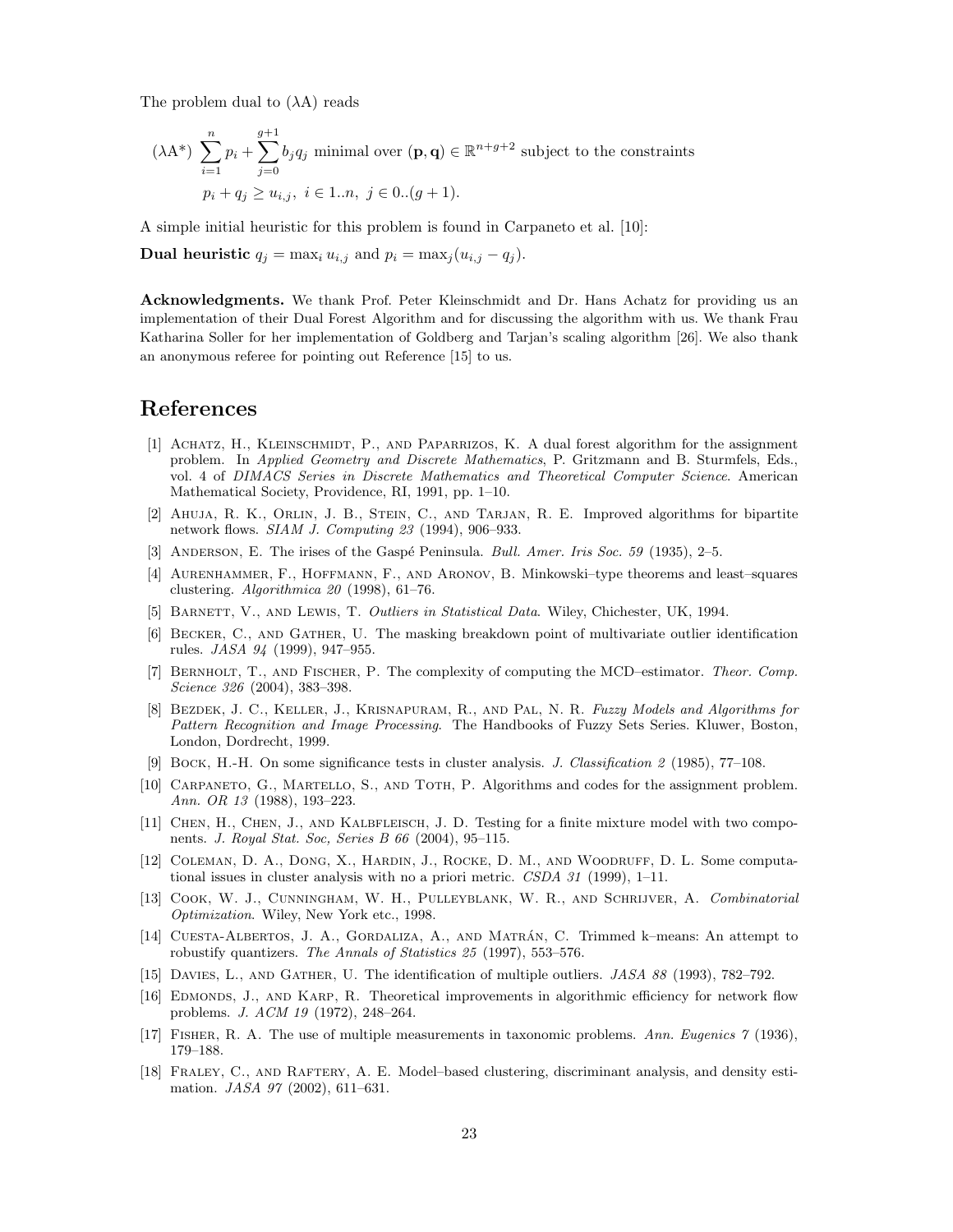The problem dual to (λA) reads

$$(\lambda\text{A}^*)\ \sum_{i=1}^{n} p_i + \sum_{j=0}^{g+1} b_j q_j \text{ minimal over } (\mathbf{p}, \mathbf{q}) \in \mathbb{R}^{n+g+2} \text{ subject to the constraints}$$

$$p_i + q_j \geq u_{i,j},\ i \in 1..n,\ j \in 0..(g+1).$$

A simple initial heuristic for this problem is found in Carpaneto et al. [10]:

**Dual heuristic** $q_j = \max_i u_{i,j}$ and $p_i = \max_j (u_{i,j} - q_j)$.

**Acknowledgments.** We thank Prof. Peter Kleinschmidt and Dr. Hans Achatz for providing us an implementation of their Dual Forest Algorithm and for discussing the algorithm with us. We thank Frau Katharina Soller for her implementation of Goldberg and Tarjan's scaling algorithm [26]. We also thank an anonymous referee for pointing out Reference [15] to us.

# References

[1] Achatz, H., Kleinschmidt, P., and Paparrizos, K. A dual forest algorithm for the assignment problem. In *Applied Geometry and Discrete Mathematics*, P. Gritzmann and B. Sturmfels, Eds., vol. 4 of *DIMACS Series in Discrete Mathematics and Theoretical Computer Science*. American Mathematical Society, Providence, RI, 1991, pp. 1–10.

[2] Ahuja, R. K., Orlin, J. B., Stein, C., and Tarjan, R. E. Improved algorithms for bipartite network flows. *SIAM J. Computing 23* (1994), 906–933.

[3] Anderson, E. The irises of the Gaspé Peninsula. *Bull. Amer. Iris Soc. 59* (1935), 2–5.

[4] Aurenhammer, F., Hoffmann, F., and Aronov, B. Minkowski–type theorems and least–squares clustering. *Algorithmica 20* (1998), 61–76.

[5] Barnett, V., and Lewis, T. *Outliers in Statistical Data*. Wiley, Chichester, UK, 1994.

[6] Becker, C., and Gather, U. The masking breakdown point of multivariate outlier identification rules. *JASA 94* (1999), 947–955.

[7] Bernholt, T., and Fischer, P. The complexity of computing the MCD–estimator. *Theor. Comp. Science 326* (2004), 383–398.

[8] Bezdek, J. C., Keller, J., Krisnapuram, R., and Pal, N. R. *Fuzzy Models and Algorithms for Pattern Recognition and Image Processing*. The Handbooks of Fuzzy Sets Series. Kluwer, Boston, London, Dordrecht, 1999.

[9] Bock, H.-H. On some significance tests in cluster analysis. *J. Classification 2* (1985), 77–108.

[10] Carpaneto, G., Martello, S., and Toth, P. Algorithms and codes for the assignment problem. *Ann. OR 13* (1988), 193–223.

[11] Chen, H., Chen, J., and Kalbfleisch, J. D. Testing for a finite mixture model with two components. *J. Royal Stat. Soc, Series B 66* (2004), 95–115.

[12] Coleman, D. A., Dong, X., Hardin, J., Rocke, D. M., and Woodruff, D. L. Some computational issues in cluster analysis with no a priori metric. *CSDA 31* (1999), 1–11.

[13] Cook, W. J., Cunningham, W. H., Pulleyblank, W. R., and Schrijver, A. *Combinatorial Optimization*. Wiley, New York etc., 1998.

[14] Cuesta-Albertos, J. A., Gordaliza, A., and Matrán, C. Trimmed k–means: An attempt to robustify quantizers. *The Annals of Statistics 25* (1997), 553–576.

[15] Davies, L., and Gather, U. The identification of multiple outliers. *JASA 88* (1993), 782–792.

[16] Edmonds, J., and Karp, R. Theoretical improvements in algorithmic efficiency for network flow problems. *J. ACM 19* (1972), 248–264.

[17] Fisher, R. A. The use of multiple measurements in taxonomic problems. *Ann. Eugenics 7* (1936), 179–188.

[18] Fraley, C., and Raftery, A. E. Model–based clustering, discriminant analysis, and density estimation. *JASA 97* (2002), 611–631.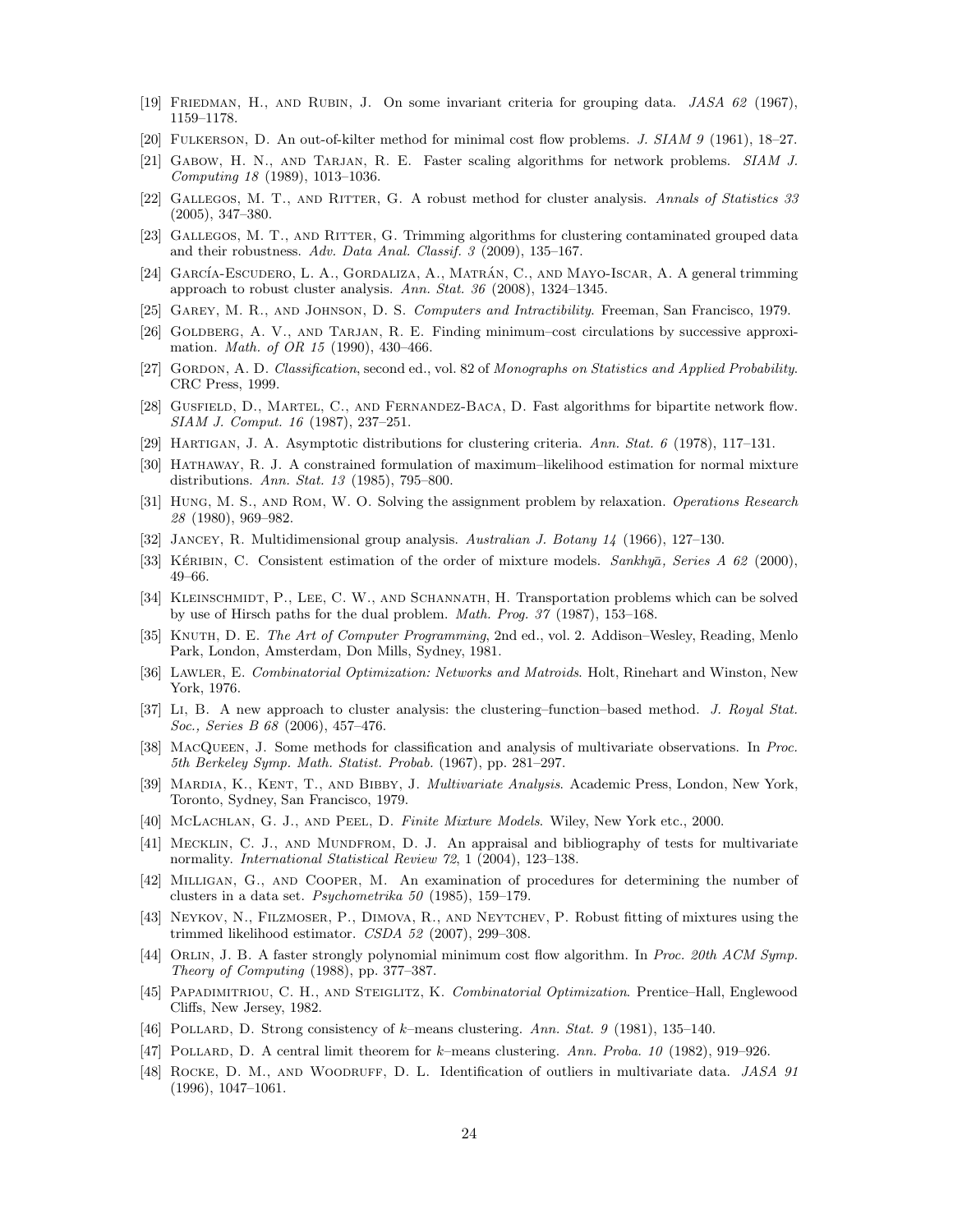[19] Friedman, H., and Rubin, J. On some invariant criteria for grouping data. *JASA 62* (1967), 1159–1178.

[20] Fulkerson, D. An out-of-kilter method for minimal cost flow problems. *J. SIAM 9* (1961), 18–27.

[21] Gabow, H. N., and Tarjan, R. E. Faster scaling algorithms for network problems. *SIAM J. Computing 18* (1989), 1013–1036.

[22] Gallegos, M. T., and Ritter, G. A robust method for cluster analysis. *Annals of Statistics 33* (2005), 347–380.

[23] Gallegos, M. T., and Ritter, G. Trimming algorithms for clustering contaminated grouped data and their robustness. *Adv. Data Anal. Classif. 3* (2009), 135–167.

[24] García-Escudero, L. A., Gordaliza, A., Matrán, C., and Mayo-Iscar, A. A general trimming approach to robust cluster analysis. *Ann. Stat. 36* (2008), 1324–1345.

[25] Garey, M. R., and Johnson, D. S. *Computers and Intractibility*. Freeman, San Francisco, 1979.

[26] Goldberg, A. V., and Tarjan, R. E. Finding minimum–cost circulations by successive approximation. *Math. of OR 15* (1990), 430–466.

[27] Gordon, A. D. *Classification*, second ed., vol. 82 of *Monographs on Statistics and Applied Probability*. CRC Press, 1999.

[28] Gusfield, D., Martel, C., and Fernandez-Baca, D. Fast algorithms for bipartite network flow. *SIAM J. Comput. 16* (1987), 237–251.

[29] Hartigan, J. A. Asymptotic distributions for clustering criteria. *Ann. Stat. 6* (1978), 117–131.

[30] Hathaway, R. J. A constrained formulation of maximum–likelihood estimation for normal mixture distributions. *Ann. Stat. 13* (1985), 795–800.

[31] Hung, M. S., and Rom, W. O. Solving the assignment problem by relaxation. *Operations Research 28* (1980), 969–982.

[32] Jancey, R. Multidimensional group analysis. *Australian J. Botany 14* (1966), 127–130.

[33] Kéribin, C. Consistent estimation of the order of mixture models. *Sankhyā, Series A 62* (2000), 49–66.

[34] Kleinschmidt, P., Lee, C. W., and Schannath, H. Transportation problems which can be solved by use of Hirsch paths for the dual problem. *Math. Prog. 37* (1987), 153–168.

[35] Knuth, D. E. *The Art of Computer Programming*, 2nd ed., vol. 2. Addison–Wesley, Reading, Menlo Park, London, Amsterdam, Don Mills, Sydney, 1981.

[36] Lawler, E. *Combinatorial Optimization: Networks and Matroids*. Holt, Rinehart and Winston, New York, 1976.

[37] Li, B. A new approach to cluster analysis: the clustering–function–based method. *J. Royal Stat. Soc., Series B 68* (2006), 457–476.

[38] MacQueen, J. Some methods for classification and analysis of multivariate observations. In *Proc. 5th Berkeley Symp. Math. Statist. Probab.* (1967), pp. 281–297.

[39] Mardia, K., Kent, T., and Bibby, J. *Multivariate Analysis*. Academic Press, London, New York, Toronto, Sydney, San Francisco, 1979.

[40] McLachlan, G. J., and Peel, D. *Finite Mixture Models*. Wiley, New York etc., 2000.

[41] Mecklin, C. J., and Mundfrom, D. J. An appraisal and bibliography of tests for multivariate normality. *International Statistical Review 72*, 1 (2004), 123–138.

[42] Milligan, G., and Cooper, M. An examination of procedures for determining the number of clusters in a data set. *Psychometrika 50* (1985), 159–179.

[43] Neykov, N., Filzmoser, P., Dimova, R., and Neytchev, P. Robust fitting of mixtures using the trimmed likelihood estimator. *CSDA 52* (2007), 299–308.

[44] Orlin, J. B. A faster strongly polynomial minimum cost flow algorithm. In *Proc. 20th ACM Symp. Theory of Computing* (1988), pp. 377–387.

[45] Papadimitriou, C. H., and Steiglitz, K. *Combinatorial Optimization*. Prentice–Hall, Englewood Cliffs, New Jersey, 1982.

[46] Pollard, D. Strong consistency of $k$–means clustering. *Ann. Stat. 9* (1981), 135–140.

[47] Pollard, D. A central limit theorem for $k$–means clustering. *Ann. Proba. 10* (1982), 919–926.

[48] Rocke, D. M., and Woodruff, D. L. Identification of outliers in multivariate data. *JASA 91* (1996), 1047–1061.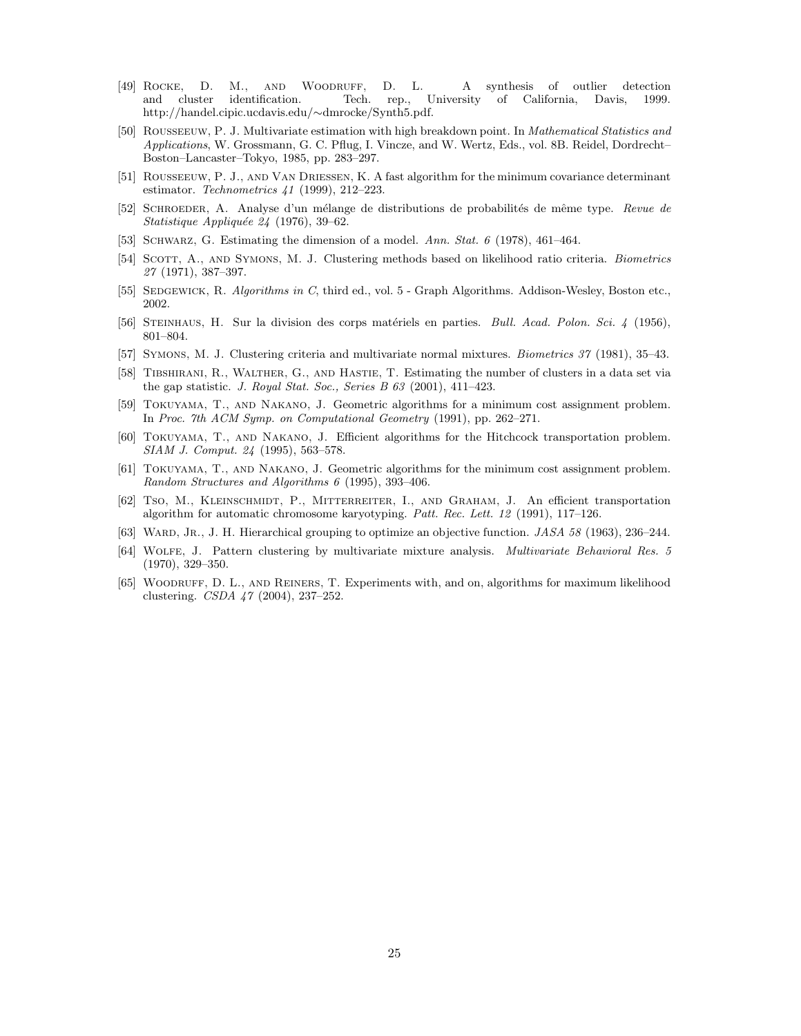[49] Rocke, D. M., and Woodruff, D. L. A synthesis of outlier detection and cluster identification. Tech. rep., University of California, Davis, 1999. http://handel.cipic.ucdavis.edu/∼dmrocke/Synth5.pdf.

[50] Rousseeuw, P. J. Multivariate estimation with high breakdown point. In *Mathematical Statistics and Applications*, W. Grossmann, G. C. Pflug, I. Vincze, and W. Wertz, Eds., vol. 8B. Reidel, Dordrecht–Boston–Lancaster–Tokyo, 1985, pp. 283–297.

[51] Rousseeuw, P. J., and Van Driessen, K. A fast algorithm for the minimum covariance determinant estimator. *Technometrics 41* (1999), 212–223.

[52] Schroeder, A. Analyse d'un mélange de distributions de probabilités de même type. *Revue de Statistique Appliquée 24* (1976), 39–62.

[53] Schwarz, G. Estimating the dimension of a model. *Ann. Stat. 6* (1978), 461–464.

[54] Scott, A., and Symons, M. J. Clustering methods based on likelihood ratio criteria. *Biometrics 27* (1971), 387–397.

[55] Sedgewick, R. *Algorithms in C*, third ed., vol. 5 - Graph Algorithms. Addison-Wesley, Boston etc., 2002.

[56] Steinhaus, H. Sur la division des corps matériels en parties. *Bull. Acad. Polon. Sci. 4* (1956), 801–804.

[57] Symons, M. J. Clustering criteria and multivariate normal mixtures. *Biometrics 37* (1981), 35–43.

[58] Tibshirani, R., Walther, G., and Hastie, T. Estimating the number of clusters in a data set via the gap statistic. *J. Royal Stat. Soc., Series B 63* (2001), 411–423.

[59] Tokuyama, T., and Nakano, J. Geometric algorithms for a minimum cost assignment problem. In *Proc. 7th ACM Symp. on Computational Geometry* (1991), pp. 262–271.

[60] Tokuyama, T., and Nakano, J. Efficient algorithms for the Hitchcock transportation problem. *SIAM J. Comput. 24* (1995), 563–578.

[61] Tokuyama, T., and Nakano, J. Geometric algorithms for the minimum cost assignment problem. *Random Structures and Algorithms 6* (1995), 393–406.

[62] Tso, M., Kleinschmidt, P., Mitterreiter, I., and Graham, J. An efficient transportation algorithm for automatic chromosome karyotyping. *Patt. Rec. Lett. 12* (1991), 117–126.

[63] Ward, Jr., J. H. Hierarchical grouping to optimize an objective function. *JASA 58* (1963), 236–244.

[64] Wolfe, J. Pattern clustering by multivariate mixture analysis. *Multivariate Behavioral Res. 5* (1970), 329–350.

[65] Woodruff, D. L., and Reiners, T. Experiments with, and on, algorithms for maximum likelihood clustering. *CSDA 47* (2004), 237–252.